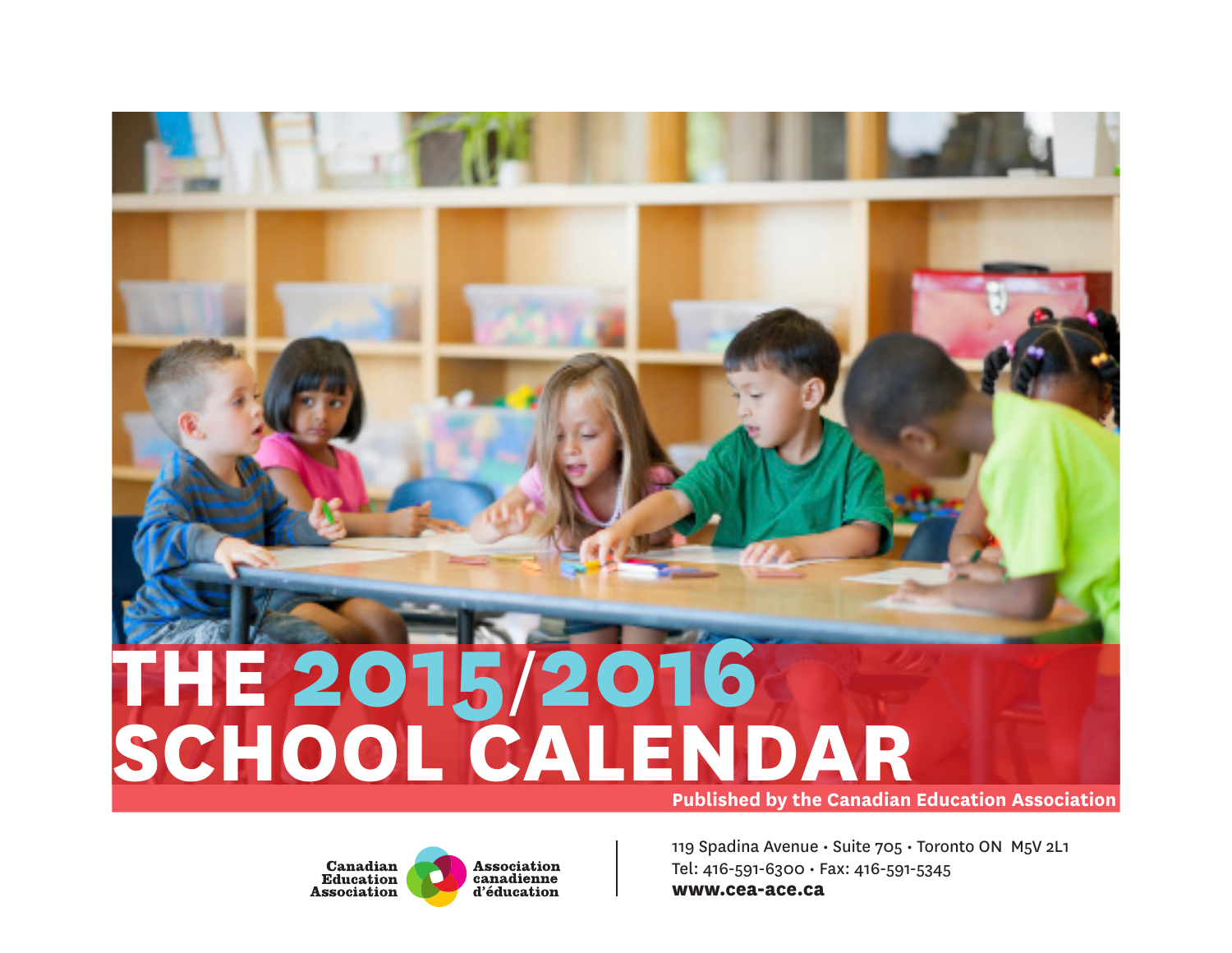# THE 2015/2016 SCHOOL CALENDAR

**Published by the Canadian Education Association**

Canadian Education Association
Association canadienne d'éducation

119 Spadina Avenue • Suite 705 • Toronto ON M5V 2L1
Tel: 416-591-6300 • Fax: 416-591-5345
**www.cea-ace.ca**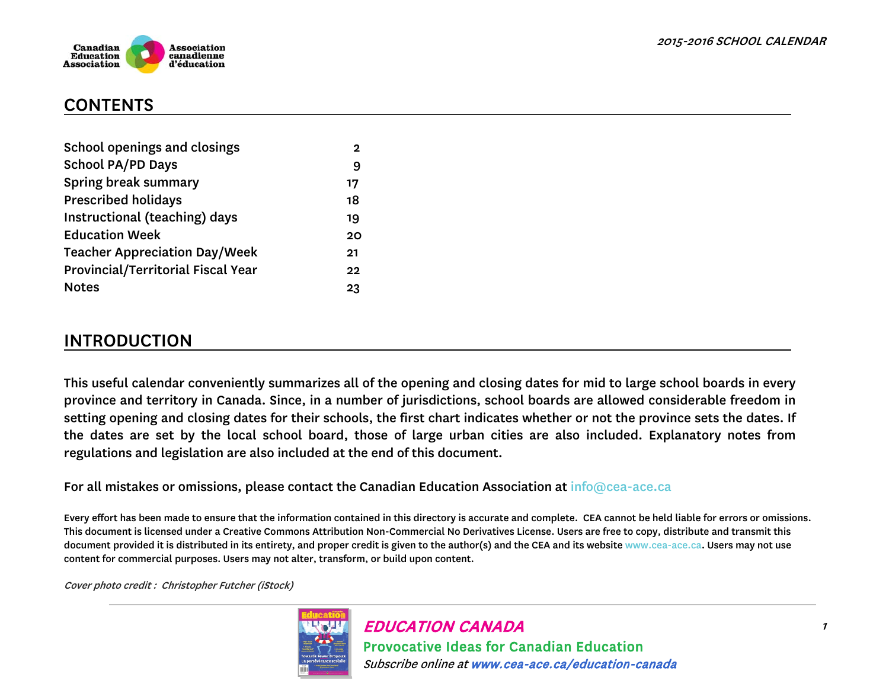## CONTENTS

| | |
|---|---|
| School openings and closings | 2 |
| School PA/PD Days | 9 |
| Spring break summary | 17 |
| Prescribed holidays | 18 |
| Instructional (teaching) days | 19 |
| Education Week | 20 |
| Teacher Appreciation Day/Week | 21 |
| Provincial/Territorial Fiscal Year | 22 |
| Notes | 23 |

## INTRODUCTION

This useful calendar conveniently summarizes all of the opening and closing dates for mid to large school boards in every province and territory in Canada. Since, in a number of jurisdictions, school boards are allowed considerable freedom in setting opening and closing dates for their schools, the first chart indicates whether or not the province sets the dates. If the dates are set by the local school board, those of large urban cities are also included. Explanatory notes from regulations and legislation are also included at the end of this document.

For all mistakes or omissions, please contact the Canadian Education Association at info@cea-ace.ca

Every effort has been made to ensure that the information contained in this directory is accurate and complete. CEA cannot be held liable for errors or omissions. This document is licensed under a Creative Commons Attribution Non-Commercial No Derivatives License. Users are free to copy, distribute and transmit this document provided it is distributed in its entirety, and proper credit is given to the author(s) and the CEA and its website www.cea-ace.ca. Users may not use content for commercial purposes. Users may not alter, transform, or build upon content.

*Cover photo credit : Christopher Futcher (iStock)*

***EDUCATION CANADA***

**Provocative Ideas for Canadian Education**

*Subscribe online at www.cea-ace.ca/education-canada*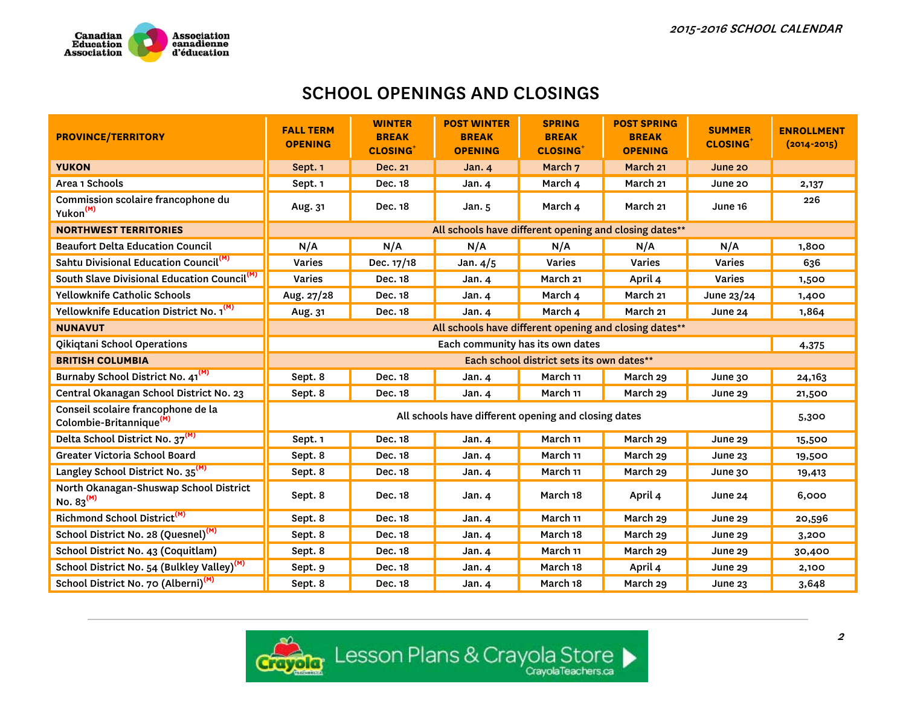# SCHOOL OPENINGS AND CLOSINGS

| PROVINCE/TERRITORY | FALL TERM OPENING | WINTER BREAK CLOSING* | POST WINTER BREAK OPENING | SPRING BREAK CLOSING* | POST SPRING BREAK OPENING | SUMMER CLOSING* | ENROLLMENT (2014-2015) |
|---|---|---|---|---|---|---|---|
| **YUKON** | Sept. 1 | Dec. 21 | Jan. 4 | March 7 | March 21 | June 20 | |
| Area 1 Schools | Sept. 1 | Dec. 18 | Jan. 4 | March 4 | March 21 | June 20 | 2,137 |
| Commission scolaire francophone du Yukon(M) | Aug. 31 | Dec. 18 | Jan. 5 | March 4 | March 21 | June 16 | 226 |
| **NORTHWEST TERRITORIES** | All schools have different opening and closing dates** | | | | | | |
| Beaufort Delta Education Council | N/A | N/A | N/A | N/A | N/A | N/A | 1,800 |
| Sahtu Divisional Education Council(M) | Varies | Dec. 17/18 | Jan. 4/5 | Varies | Varies | Varies | 636 |
| South Slave Divisional Education Council(M) | Varies | Dec. 18 | Jan. 4 | March 21 | April 4 | Varies | 1,500 |
| Yellowknife Catholic Schools | Aug. 27/28 | Dec. 18 | Jan. 4 | March 4 | March 21 | June 23/24 | 1,400 |
| Yellowknife Education District No. 1(M) | Aug. 31 | Dec. 18 | Jan. 4 | March 4 | March 21 | June 24 | 1,864 |
| **NUNAVUT** | All schools have different opening and closing dates** | | | | | | |
| Qikiqtani School Operations | Each community has its own dates | | | | | | 4,375 |
| **BRITISH COLUMBIA** | Each school district sets its own dates** | | | | | | |
| Burnaby School District No. 41(M) | Sept. 8 | Dec. 18 | Jan. 4 | March 11 | March 29 | June 30 | 24,163 |
| Central Okanagan School District No. 23 | Sept. 8 | Dec. 18 | Jan. 4 | March 11 | March 29 | June 29 | 21,500 |
| Conseil scolaire francophone de la Colombie-Britannique(M) | All schools have different opening and closing dates | | | | | | 5,300 |
| Delta School District No. 37(M) | Sept. 1 | Dec. 18 | Jan. 4 | March 11 | March 29 | June 29 | 15,500 |
| Greater Victoria School Board | Sept. 8 | Dec. 18 | Jan. 4 | March 11 | March 29 | June 23 | 19,500 |
| Langley School District No. 35(M) | Sept. 8 | Dec. 18 | Jan. 4 | March 11 | March 29 | June 30 | 19,413 |
| North Okanagan-Shuswap School District No. 83(M) | Sept. 8 | Dec. 18 | Jan. 4 | March 18 | April 4 | June 24 | 6,000 |
| Richmond School District(M) | Sept. 8 | Dec. 18 | Jan. 4 | March 11 | March 29 | June 29 | 20,596 |
| School District No. 28 (Quesnel)(M) | Sept. 8 | Dec. 18 | Jan. 4 | March 18 | March 29 | June 29 | 3,200 |
| School District No. 43 (Coquitlam) | Sept. 8 | Dec. 18 | Jan. 4 | March 11 | March 29 | June 29 | 30,400 |
| School District No. 54 (Bulkley Valley)(M) | Sept. 9 | Dec. 18 | Jan. 4 | March 18 | April 4 | June 29 | 2,100 |
| School District No. 70 (Alberni)(M) | Sept. 8 | Dec. 18 | Jan. 4 | March 18 | March 29 | June 23 | 3,648 |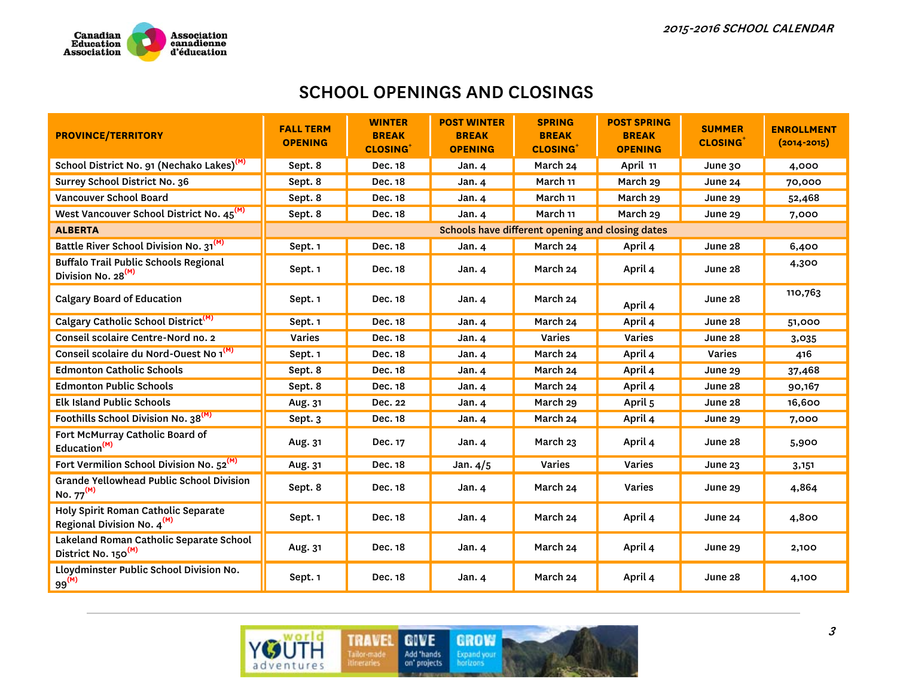## SCHOOL OPENINGS AND CLOSINGS

| PROVINCE/TERRITORY | FALL TERM OPENING | WINTER BREAK CLOSING+ | POST WINTER BREAK OPENING | SPRING BREAK CLOSING+ | POST SPRING BREAK OPENING | SUMMER CLOSING+ | ENROLLMENT (2014-2015) |
|---|---|---|---|---|---|---|---|
| School District No. 91 (Nechako Lakes)(M) | Sept. 8 | Dec. 18 | Jan. 4 | March 24 | April 11 | June 30 | 4,000 |
| Surrey School District No. 36 | Sept. 8 | Dec. 18 | Jan. 4 | March 11 | March 29 | June 24 | 70,000 |
| Vancouver School Board | Sept. 8 | Dec. 18 | Jan. 4 | March 11 | March 29 | June 29 | 52,468 |
| West Vancouver School District No. 45(M) | Sept. 8 | Dec. 18 | Jan. 4 | March 11 | March 29 | June 29 | 7,000 |
| **ALBERTA** | Schools have different opening and closing dates | | | | | | |
| Battle River School Division No. 31(M) | Sept. 1 | Dec. 18 | Jan. 4 | March 24 | April 4 | June 28 | 6,400 |
| Buffalo Trail Public Schools Regional Division No. 28(M) | Sept. 1 | Dec. 18 | Jan. 4 | March 24 | April 4 | June 28 | 4,300 |
| Calgary Board of Education | Sept. 1 | Dec. 18 | Jan. 4 | March 24 | April 4 | June 28 | 110,763 |
| Calgary Catholic School District(M) | Sept. 1 | Dec. 18 | Jan. 4 | March 24 | April 4 | June 28 | 51,000 |
| Conseil scolaire Centre-Nord no. 2 | Varies | Dec. 18 | Jan. 4 | Varies | Varies | June 28 | 3,035 |
| Conseil scolaire du Nord-Ouest No 1(M) | Sept. 1 | Dec. 18 | Jan. 4 | March 24 | April 4 | Varies | 416 |
| Edmonton Catholic Schools | Sept. 8 | Dec. 18 | Jan. 4 | March 24 | April 4 | June 29 | 37,468 |
| Edmonton Public Schools | Sept. 8 | Dec. 18 | Jan. 4 | March 24 | April 4 | June 28 | 90,167 |
| Elk Island Public Schools | Aug. 31 | Dec. 22 | Jan. 4 | March 29 | April 5 | June 28 | 16,600 |
| Foothills School Division No. 38(M) | Sept. 3 | Dec. 18 | Jan. 4 | March 24 | April 4 | June 29 | 7,000 |
| Fort McMurray Catholic Board of Education(M) | Aug. 31 | Dec. 17 | Jan. 4 | March 23 | April 4 | June 28 | 5,900 |
| Fort Vermilion School Division No. 52(M) | Aug. 31 | Dec. 18 | Jan. 4/5 | Varies | Varies | June 23 | 3,151 |
| Grande Yellowhead Public School Division No. 77(M) | Sept. 8 | Dec. 18 | Jan. 4 | March 24 | Varies | June 29 | 4,864 |
| Holy Spirit Roman Catholic Separate Regional Division No. 4(M) | Sept. 1 | Dec. 18 | Jan. 4 | March 24 | April 4 | June 24 | 4,800 |
| Lakeland Roman Catholic Separate School District No. 150(M) | Aug. 31 | Dec. 18 | Jan. 4 | March 24 | April 4 | June 29 | 2,100 |
| Lloydminster Public School Division No. 99(M) | Sept. 1 | Dec. 18 | Jan. 4 | March 24 | April 4 | June 28 | 4,100 |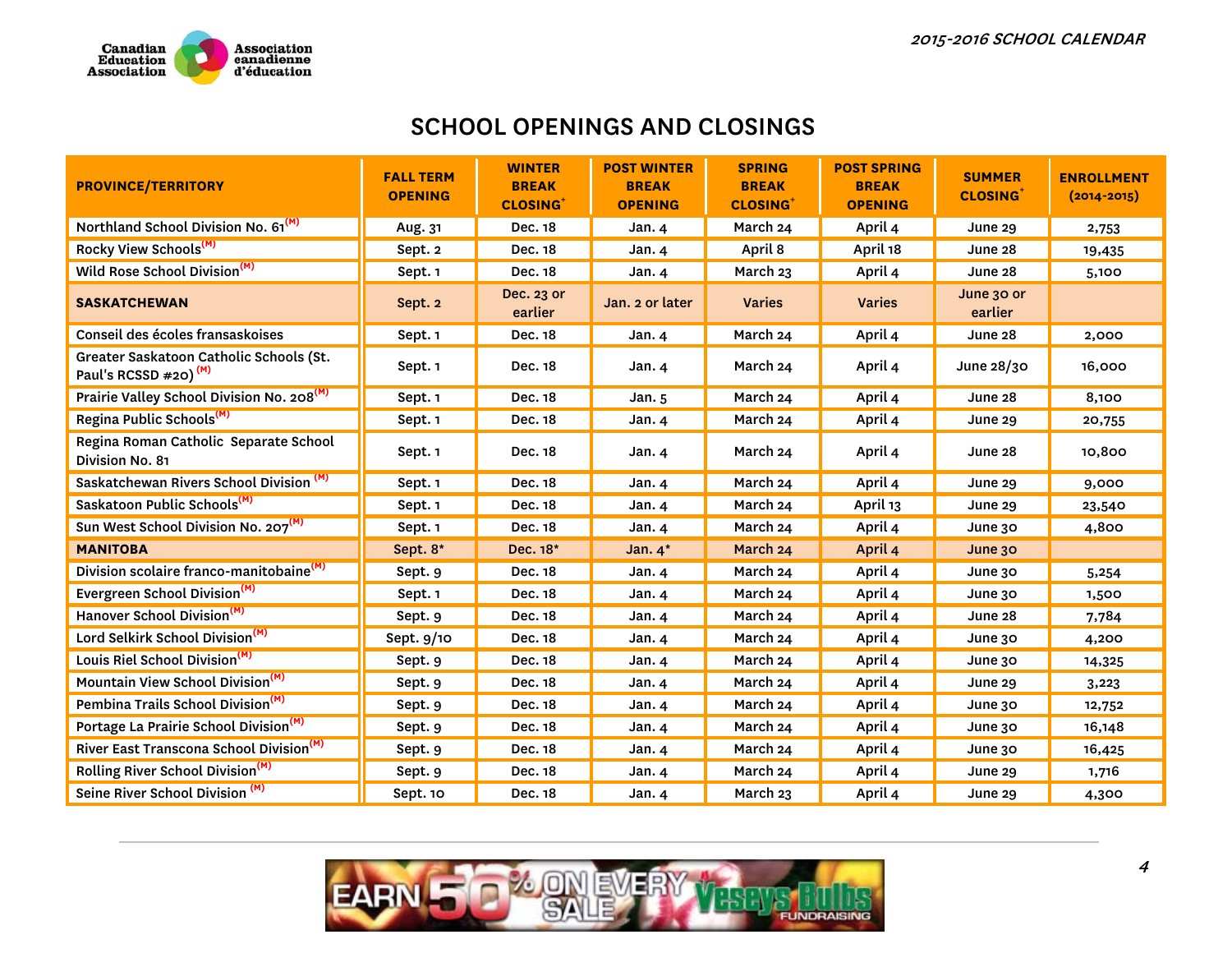## SCHOOL OPENINGS AND CLOSINGS

| PROVINCE/TERRITORY | FALL TERM OPENING | WINTER BREAK CLOSING⁺ | POST WINTER BREAK OPENING | SPRING BREAK CLOSING⁺ | POST SPRING BREAK OPENING | SUMMER CLOSING⁺ | ENROLLMENT (2014-2015) |
|---|---|---|---|---|---|---|---|
| Northland School Division No. 61 (M) | Aug. 31 | Dec. 18 | Jan. 4 | March 24 | April 4 | June 29 | 2,753 |
| Rocky View Schools (M) | Sept. 2 | Dec. 18 | Jan. 4 | April 8 | April 18 | June 28 | 19,435 |
| Wild Rose School Division (M) | Sept. 1 | Dec. 18 | Jan. 4 | March 23 | April 4 | June 28 | 5,100 |
| **SASKATCHEWAN** | Sept. 2 | Dec. 23 or earlier | Jan. 2 or later | Varies | Varies | June 30 or earlier | |
| Conseil des écoles fransaskoises | Sept. 1 | Dec. 18 | Jan. 4 | March 24 | April 4 | June 28 | 2,000 |
| Greater Saskatoon Catholic Schools (St. Paul's RCSSD #20) (M) | Sept. 1 | Dec. 18 | Jan. 4 | March 24 | April 4 | June 28/30 | 16,000 |
| Prairie Valley School Division No. 208 (M) | Sept. 1 | Dec. 18 | Jan. 5 | March 24 | April 4 | June 28 | 8,100 |
| Regina Public Schools (M) | Sept. 1 | Dec. 18 | Jan. 4 | March 24 | April 4 | June 29 | 20,755 |
| Regina Roman Catholic Separate School Division No. 81 | Sept. 1 | Dec. 18 | Jan. 4 | March 24 | April 4 | June 28 | 10,800 |
| Saskatchewan Rivers School Division (M) | Sept. 1 | Dec. 18 | Jan. 4 | March 24 | April 4 | June 29 | 9,000 |
| Saskatoon Public Schools (M) | Sept. 1 | Dec. 18 | Jan. 4 | March 24 | April 13 | June 29 | 23,540 |
| Sun West School Division No. 207 (M) | Sept. 1 | Dec. 18 | Jan. 4 | March 24 | April 4 | June 30 | 4,800 |
| **MANITOBA** | Sept. 8* | Dec. 18* | Jan. 4* | March 24 | April 4 | June 30 | |
| Division scolaire franco-manitobaine (M) | Sept. 9 | Dec. 18 | Jan. 4 | March 24 | April 4 | June 30 | 5,254 |
| Evergreen School Division (M) | Sept. 1 | Dec. 18 | Jan. 4 | March 24 | April 4 | June 30 | 1,500 |
| Hanover School Division (M) | Sept. 9 | Dec. 18 | Jan. 4 | March 24 | April 4 | June 28 | 7,784 |
| Lord Selkirk School Division (M) | Sept. 9/10 | Dec. 18 | Jan. 4 | March 24 | April 4 | June 30 | 4,200 |
| Louis Riel School Division (M) | Sept. 9 | Dec. 18 | Jan. 4 | March 24 | April 4 | June 30 | 14,325 |
| Mountain View School Division (M) | Sept. 9 | Dec. 18 | Jan. 4 | March 24 | April 4 | June 29 | 3,223 |
| Pembina Trails School Division (M) | Sept. 9 | Dec. 18 | Jan. 4 | March 24 | April 4 | June 30 | 12,752 |
| Portage La Prairie School Division (M) | Sept. 9 | Dec. 18 | Jan. 4 | March 24 | April 4 | June 30 | 16,148 |
| River East Transcona School Division (M) | Sept. 9 | Dec. 18 | Jan. 4 | March 24 | April 4 | June 30 | 16,425 |
| Rolling River School Division (M) | Sept. 9 | Dec. 18 | Jan. 4 | March 24 | April 4 | June 29 | 1,716 |
| Seine River School Division (M) | Sept. 10 | Dec. 18 | Jan. 4 | March 23 | April 4 | June 29 | 4,300 |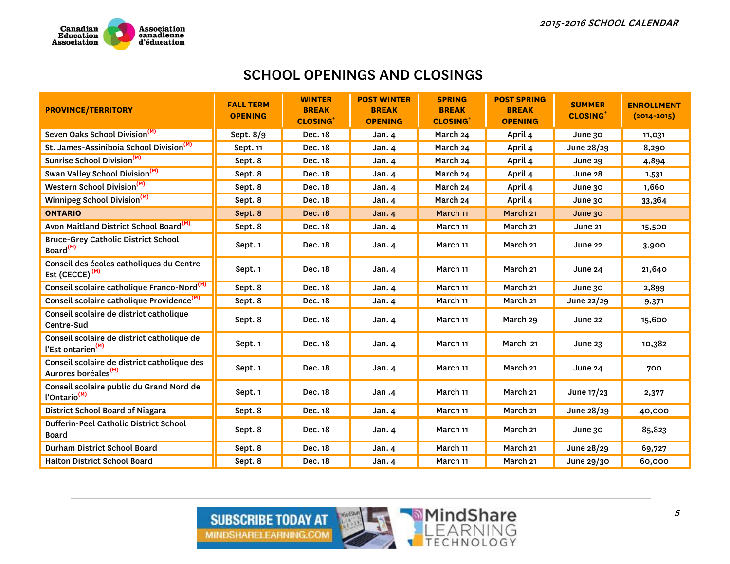## SCHOOL OPENINGS AND CLOSINGS

| PROVINCE/TERRITORY | FALL TERM OPENING | WINTER BREAK CLOSING* | POST WINTER BREAK OPENING | SPRING BREAK CLOSING* | POST SPRING BREAK OPENING | SUMMER CLOSING* | ENROLLMENT (2014-2015) |
|---|---|---|---|---|---|---|---|
| Seven Oaks School Division(M) | Sept. 8/9 | Dec. 18 | Jan. 4 | March 24 | April 4 | June 30 | 11,031 |
| St. James-Assiniboia School Division(M) | Sept. 11 | Dec. 18 | Jan. 4 | March 24 | April 4 | June 28/29 | 8,290 |
| Sunrise School Division(M) | Sept. 8 | Dec. 18 | Jan. 4 | March 24 | April 4 | June 29 | 4,894 |
| Swan Valley School Division(M) | Sept. 8 | Dec. 18 | Jan. 4 | March 24 | April 4 | June 28 | 1,531 |
| Western School Division(M) | Sept. 8 | Dec. 18 | Jan. 4 | March 24 | April 4 | June 30 | 1,660 |
| Winnipeg School Division(M) | Sept. 8 | Dec. 18 | Jan. 4 | March 24 | April 4 | June 30 | 33,364 |
| **ONTARIO** | Sept. 8 | Dec. 18 | Jan. 4 | March 11 | March 21 | June 30 | |
| Avon Maitland District School Board(M) | Sept. 8 | Dec. 18 | Jan. 4 | March 11 | March 21 | June 21 | 15,500 |
| Bruce-Grey Catholic District School Board(M) | Sept. 1 | Dec. 18 | Jan. 4 | March 11 | March 21 | June 22 | 3,900 |
| Conseil des écoles catholiques du Centre-Est (CECCE) (M) | Sept. 1 | Dec. 18 | Jan. 4 | March 11 | March 21 | June 24 | 21,640 |
| Conseil scolaire catholique Franco-Nord(M) | Sept. 8 | Dec. 18 | Jan. 4 | March 11 | March 21 | June 30 | 2,899 |
| Conseil scolaire catholique Providence(M) | Sept. 8 | Dec. 18 | Jan. 4 | March 11 | March 21 | June 22/29 | 9,371 |
| Conseil scolaire de district catholique Centre-Sud | Sept. 8 | Dec. 18 | Jan. 4 | March 11 | March 29 | June 22 | 15,600 |
| Conseil scolaire de district catholique de l'Est ontarien(M) | Sept. 1 | Dec. 18 | Jan. 4 | March 11 | March 21 | June 23 | 10,382 |
| Conseil scolaire de district catholique des Aurores boréales(M) | Sept. 1 | Dec. 18 | Jan. 4 | March 11 | March 21 | June 24 | 700 |
| Conseil scolaire public du Grand Nord de l'Ontario(M) | Sept. 1 | Dec. 18 | Jan .4 | March 11 | March 21 | June 17/23 | 2,377 |
| District School Board of Niagara | Sept. 8 | Dec. 18 | Jan. 4 | March 11 | March 21 | June 28/29 | 40,000 |
| Dufferin-Peel Catholic District School Board | Sept. 8 | Dec. 18 | Jan. 4 | March 11 | March 21 | June 30 | 85,823 |
| Durham District School Board | Sept. 8 | Dec. 18 | Jan. 4 | March 11 | March 21 | June 28/29 | 69,727 |
| Halton District School Board | Sept. 8 | Dec. 18 | Jan. 4 | March 11 | March 21 | June 29/30 | 60,000 |

SUBSCRIBE TODAY AT MINDSHARELEARNING.COM — MindShare Learning Technology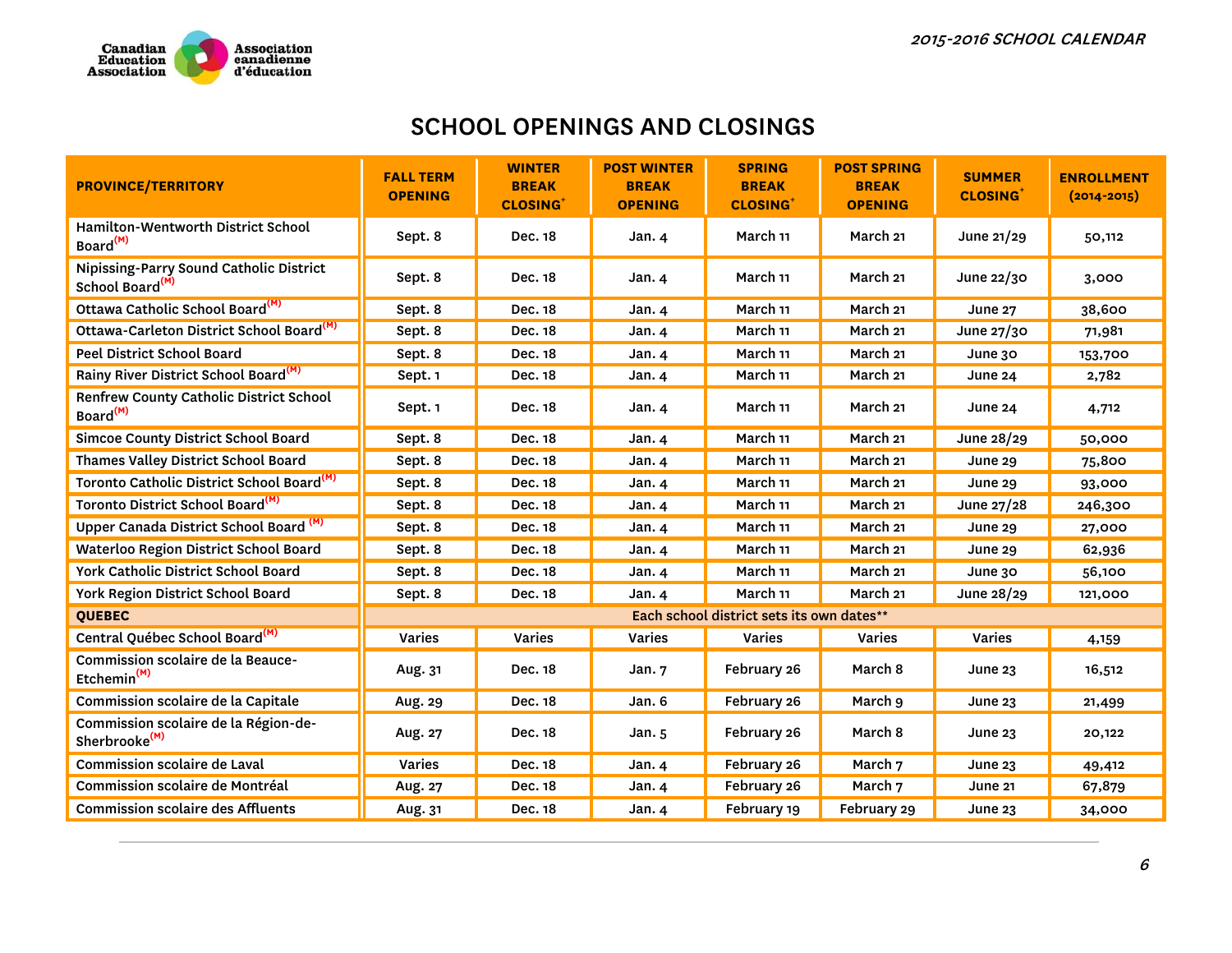## SCHOOL OPENINGS AND CLOSINGS

| PROVINCE/TERRITORY | FALL TERM OPENING | WINTER BREAK CLOSING+ | POST WINTER BREAK OPENING | SPRING BREAK CLOSING+ | POST SPRING BREAK OPENING | SUMMER CLOSING+ | ENROLLMENT (2014-2015) |
|---|---|---|---|---|---|---|---|
| Hamilton-Wentworth District School Board(M) | Sept. 8 | Dec. 18 | Jan. 4 | March 11 | March 21 | June 21/29 | 50,112 |
| Nipissing-Parry Sound Catholic District School Board(M) | Sept. 8 | Dec. 18 | Jan. 4 | March 11 | March 21 | June 22/30 | 3,000 |
| Ottawa Catholic School Board(M) | Sept. 8 | Dec. 18 | Jan. 4 | March 11 | March 21 | June 27 | 38,600 |
| Ottawa-Carleton District School Board(M) | Sept. 8 | Dec. 18 | Jan. 4 | March 11 | March 21 | June 27/30 | 71,981 |
| Peel District School Board | Sept. 8 | Dec. 18 | Jan. 4 | March 11 | March 21 | June 30 | 153,700 |
| Rainy River District School Board(M) | Sept. 1 | Dec. 18 | Jan. 4 | March 11 | March 21 | June 24 | 2,782 |
| Renfrew County Catholic District School Board(M) | Sept. 1 | Dec. 18 | Jan. 4 | March 11 | March 21 | June 24 | 4,712 |
| Simcoe County District School Board | Sept. 8 | Dec. 18 | Jan. 4 | March 11 | March 21 | June 28/29 | 50,000 |
| Thames Valley District School Board | Sept. 8 | Dec. 18 | Jan. 4 | March 11 | March 21 | June 29 | 75,800 |
| Toronto Catholic District School Board(M) | Sept. 8 | Dec. 18 | Jan. 4 | March 11 | March 21 | June 29 | 93,000 |
| Toronto District School Board(M) | Sept. 8 | Dec. 18 | Jan. 4 | March 11 | March 21 | June 27/28 | 246,300 |
| Upper Canada District School Board (M) | Sept. 8 | Dec. 18 | Jan. 4 | March 11 | March 21 | June 29 | 27,000 |
| Waterloo Region District School Board | Sept. 8 | Dec. 18 | Jan. 4 | March 11 | March 21 | June 29 | 62,936 |
| York Catholic District School Board | Sept. 8 | Dec. 18 | Jan. 4 | March 11 | March 21 | June 30 | 56,100 |
| York Region District School Board | Sept. 8 | Dec. 18 | Jan. 4 | March 11 | March 21 | June 28/29 | 121,000 |
| **QUEBEC** | Each school district sets its own dates** | | | | | | |
| Central Québec School Board(M) | Varies | Varies | Varies | Varies | Varies | Varies | 4,159 |
| Commission scolaire de la Beauce-Etchemin(M) | Aug. 31 | Dec. 18 | Jan. 7 | February 26 | March 8 | June 23 | 16,512 |
| Commission scolaire de la Capitale | Aug. 29 | Dec. 18 | Jan. 6 | February 26 | March 9 | June 23 | 21,499 |
| Commission scolaire de la Région-de-Sherbrooke(M) | Aug. 27 | Dec. 18 | Jan. 5 | February 26 | March 8 | June 23 | 20,122 |
| Commission scolaire de Laval | Varies | Dec. 18 | Jan. 4 | February 26 | March 7 | June 23 | 49,412 |
| Commission scolaire de Montréal | Aug. 27 | Dec. 18 | Jan. 4 | February 26 | March 7 | June 21 | 67,879 |
| Commission scolaire des Affluents | Aug. 31 | Dec. 18 | Jan. 4 | February 19 | February 29 | June 23 | 34,000 |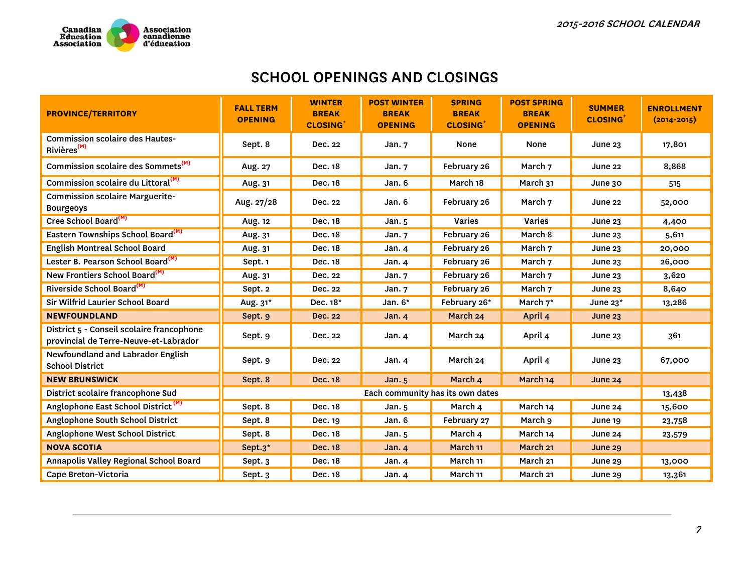## SCHOOL OPENINGS AND CLOSINGS

| PROVINCE/TERRITORY | FALL TERM OPENING | WINTER BREAK CLOSING+ | POST WINTER BREAK OPENING | SPRING BREAK CLOSING+ | POST SPRING BREAK OPENING | SUMMER CLOSING+ | ENROLLMENT (2014-2015) |
|---|---|---|---|---|---|---|---|
| Commission scolaire des Hautes-Rivières[(M)] | Sept. 8 | Dec. 22 | Jan. 7 | None | None | June 23 | 17,801 |
| Commission scolaire des Sommets[(M)] | Aug. 27 | Dec. 18 | Jan. 7 | February 26 | March 7 | June 22 | 8,868 |
| Commission scolaire du Littoral[(M)] | Aug. 31 | Dec. 18 | Jan. 6 | March 18 | March 31 | June 30 | 515 |
| Commission scolaire Marguerite-Bourgeoys | Aug. 27/28 | Dec. 22 | Jan. 6 | February 26 | March 7 | June 22 | 52,000 |
| Cree School Board[(M)] | Aug. 12 | Dec. 18 | Jan. 5 | Varies | Varies | June 23 | 4,400 |
| Eastern Townships School Board[(M)] | Aug. 31 | Dec. 18 | Jan. 7 | February 26 | March 8 | June 23 | 5,611 |
| English Montreal School Board | Aug. 31 | Dec. 18 | Jan. 4 | February 26 | March 7 | June 23 | 20,000 |
| Lester B. Pearson School Board[(M)] | Sept. 1 | Dec. 18 | Jan. 4 | February 26 | March 7 | June 23 | 26,000 |
| New Frontiers School Board[(M)] | Aug. 31 | Dec. 22 | Jan. 7 | February 26 | March 7 | June 23 | 3,620 |
| Riverside School Board[(M)] | Sept. 2 | Dec. 22 | Jan. 7 | February 26 | March 7 | June 23 | 8,640 |
| Sir Wilfrid Laurier School Board | Aug. 31* | Dec. 18* | Jan. 6* | February 26* | March 7* | June 23* | 13,286 |
| **NEWFOUNDLAND** | Sept. 9 | Dec. 22 | Jan. 4 | March 24 | April 4 | June 23 | |
| District 5 - Conseil scolaire francophone provincial de Terre-Neuve-et-Labrador | Sept. 9 | Dec. 22 | Jan. 4 | March 24 | April 4 | June 23 | 361 |
| Newfoundland and Labrador English School District | Sept. 9 | Dec. 22 | Jan. 4 | March 24 | April 4 | June 23 | 67,000 |
| **NEW BRUNSWICK** | Sept. 8 | Dec. 18 | Jan. 5 | March 4 | March 14 | June 24 | |
| District scolaire francophone Sud | Each community has its own dates | | | | | | 13,438 |
| Anglophone East School District[(M)] | Sept. 8 | Dec. 18 | Jan. 5 | March 4 | March 14 | June 24 | 15,600 |
| Anglophone South School District | Sept. 8 | Dec. 19 | Jan. 6 | February 27 | March 9 | June 19 | 23,758 |
| Anglophone West School District | Sept. 8 | Dec. 18 | Jan. 5 | March 4 | March 14 | June 24 | 23,579 |
| **NOVA SCOTIA** | Sept.3* | Dec. 18 | Jan. 4 | March 11 | March 21 | June 29 | |
| Annapolis Valley Regional School Board | Sept. 3 | Dec. 18 | Jan. 4 | March 11 | March 21 | June 29 | 13,000 |
| Cape Breton-Victoria | Sept. 3 | Dec. 18 | Jan. 4 | March 11 | March 21 | June 29 | 13,361 |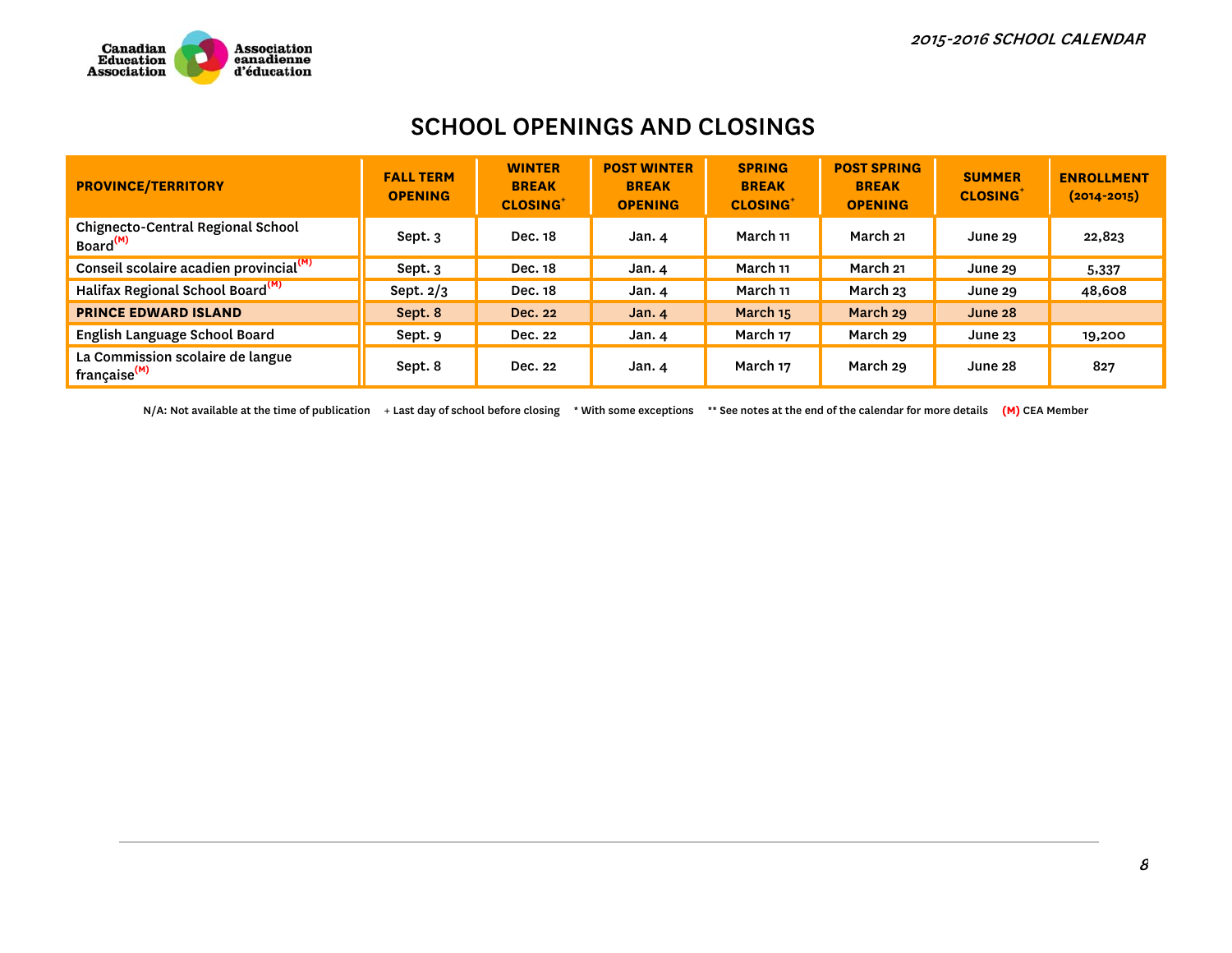## SCHOOL OPENINGS AND CLOSINGS

| PROVINCE/TERRITORY | FALL TERM OPENING | WINTER BREAK CLOSING+ | POST WINTER BREAK OPENING | SPRING BREAK CLOSING+ | POST SPRING BREAK OPENING | SUMMER CLOSING+ | ENROLLMENT (2014-2015) |
|---|---|---|---|---|---|---|---|
| Chignecto-Central Regional School Board (M) | Sept. 3 | Dec. 18 | Jan. 4 | March 11 | March 21 | June 29 | 22,823 |
| Conseil scolaire acadien provincial (M) | Sept. 3 | Dec. 18 | Jan. 4 | March 11 | March 21 | June 29 | 5,337 |
| Halifax Regional School Board (M) | Sept. 2/3 | Dec. 18 | Jan. 4 | March 11 | March 23 | June 29 | 48,608 |
| **PRINCE EDWARD ISLAND** | Sept. 8 | Dec. 22 | Jan. 4 | March 15 | March 29 | June 28 | |
| English Language School Board | Sept. 9 | Dec. 22 | Jan. 4 | March 17 | March 29 | June 23 | 19,200 |
| La Commission scolaire de langue française (M) | Sept. 8 | Dec. 22 | Jan. 4 | March 17 | March 29 | June 28 | 827 |

N/A: Not available at the time of publication + Last day of school before closing * With some exceptions ** See notes at the end of the calendar for more details (M) CEA Member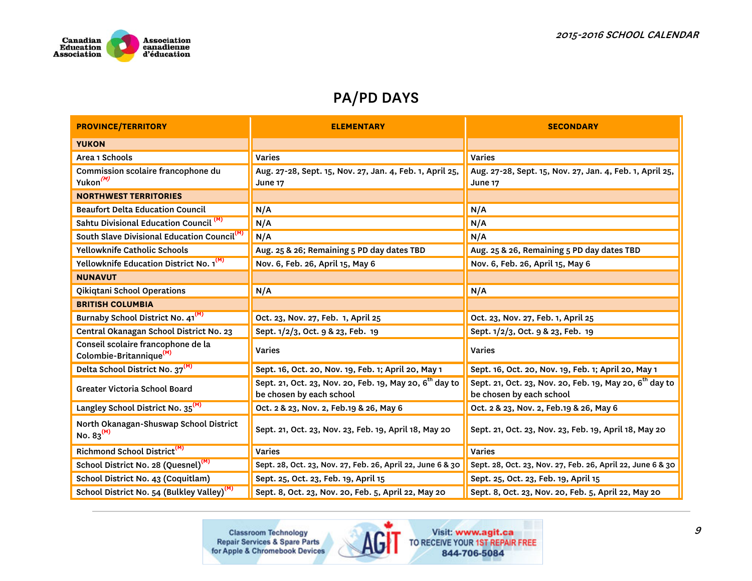## PA/PD DAYS

| PROVINCE/TERRITORY | ELEMENTARY | SECONDARY |
|---|---|---|
| **YUKON** | | |
| Area 1 Schools | Varies | Varies |
| Commission scolaire francophone du Yukon [M] | Aug. 27-28, Sept. 15, Nov. 27, Jan. 4, Feb. 1, April 25, June 17 | Aug. 27-28, Sept. 15, Nov. 27, Jan. 4, Feb. 1, April 25, June 17 |
| **NORTHWEST TERRITORIES** | | |
| Beaufort Delta Education Council | N/A | N/A |
| Sahtu Divisional Education Council [M] | N/A | N/A |
| South Slave Divisional Education Council [M] | N/A | N/A |
| Yellowknife Catholic Schools | Aug. 25 & 26; Remaining 5 PD day dates TBD | Aug. 25 & 26, Remaining 5 PD day dates TBD |
| Yellowknife Education District No. 1 [M] | Nov. 6, Feb. 26, April 15, May 6 | Nov. 6, Feb. 26, April 15, May 6 |
| **NUNAVUT** | | |
| Qikiqtani School Operations | N/A | N/A |
| **BRITISH COLUMBIA** | | |
| Burnaby School District No. 41 [M] | Oct. 23, Nov. 27, Feb. 1, April 25 | Oct. 23, Nov. 27, Feb. 1, April 25 |
| Central Okanagan School District No. 23 | Sept. 1/2/3, Oct. 9 & 23, Feb. 19 | Sept. 1/2/3, Oct. 9 & 23, Feb. 19 |
| Conseil scolaire francophone de la Colombie-Britannique [M] | Varies | Varies |
| Delta School District No. 37 [M] | Sept. 16, Oct. 20, Nov. 19, Feb. 1; April 20, May 1 | Sept. 16, Oct. 20, Nov. 19, Feb. 1; April 20, May 1 |
| Greater Victoria School Board | Sept. 21, Oct. 23, Nov. 20, Feb. 19, May 20, 6th day to be chosen by each school | Sept. 21, Oct. 23, Nov. 20, Feb. 19, May 20, 6th day to be chosen by each school |
| Langley School District No. 35 [M] | Oct. 2 & 23, Nov. 2, Feb.19 & 26, May 6 | Oct. 2 & 23, Nov. 2, Feb.19 & 26, May 6 |
| North Okanagan-Shuswap School District No. 83 [M] | Sept. 21, Oct. 23, Nov. 23, Feb. 19, April 18, May 20 | Sept. 21, Oct. 23, Nov. 23, Feb. 19, April 18, May 20 |
| Richmond School District [M] | Varies | Varies |
| School District No. 28 (Quesnel) [M] | Sept. 28, Oct. 23, Nov. 27, Feb. 26, April 22, June 6 & 30 | Sept. 28, Oct. 23, Nov. 27, Feb. 26, April 22, June 6 & 30 |
| School District No. 43 (Coquitlam) | Sept. 25, Oct. 23, Feb. 19, April 15 | Sept. 25, Oct. 23, Feb. 19, April 15 |
| School District No. 54 (Bulkley Valley) [M] | Sept. 8, Oct. 23, Nov. 20, Feb. 5, April 22, May 20 | Sept. 8, Oct. 23, Nov. 20, Feb. 5, April 22, May 20 |

Classroom Technology Repair Services & Spare Parts for Apple & Chromebook Devices — AGIT — Visit: www.agit.ca TO RECEIVE YOUR 1ST REPAIR FREE 844-706-5084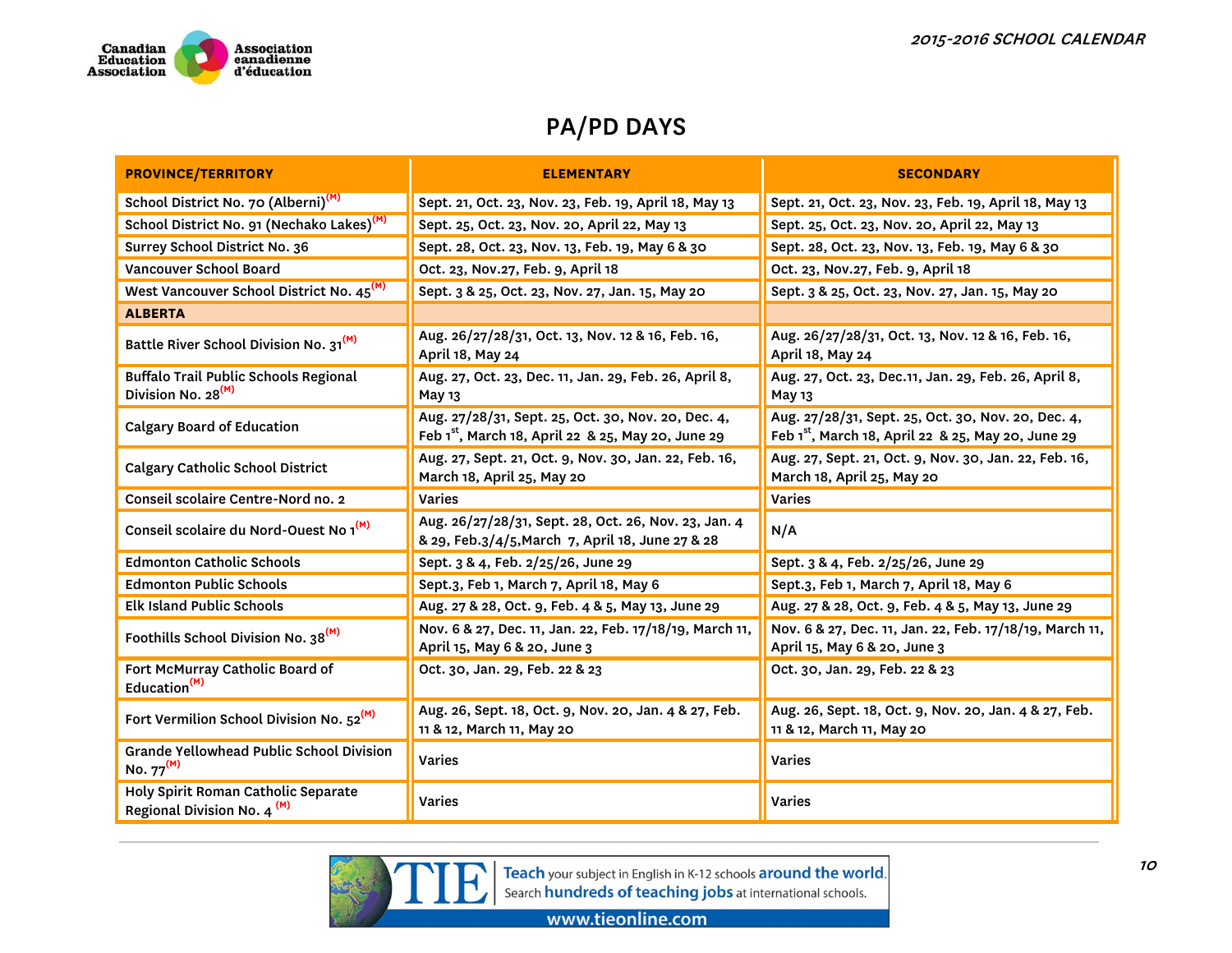# PA/PD DAYS

| PROVINCE/TERRITORY | ELEMENTARY | SECONDARY |
|---|---|---|
| School District No. 70 (Alberni)(M) | Sept. 21, Oct. 23, Nov. 23, Feb. 19, April 18, May 13 | Sept. 21, Oct. 23, Nov. 23, Feb. 19, April 18, May 13 |
| School District No. 91 (Nechako Lakes)(M) | Sept. 25, Oct. 23, Nov. 20, April 22, May 13 | Sept. 25, Oct. 23, Nov. 20, April 22, May 13 |
| Surrey School District No. 36 | Sept. 28, Oct. 23, Nov. 13, Feb. 19, May 6 & 30 | Sept. 28, Oct. 23, Nov. 13, Feb. 19, May 6 & 30 |
| Vancouver School Board | Oct. 23, Nov.27, Feb. 9, April 18 | Oct. 23, Nov.27, Feb. 9, April 18 |
| West Vancouver School District No. 45(M) | Sept. 3 & 25, Oct. 23, Nov. 27, Jan. 15, May 20 | Sept. 3 & 25, Oct. 23, Nov. 27, Jan. 15, May 20 |
| **ALBERTA** | | |
| Battle River School Division No. 31(M) | Aug. 26/27/28/31, Oct. 13, Nov. 12 & 16, Feb. 16, April 18, May 24 | Aug. 26/27/28/31, Oct. 13, Nov. 12 & 16, Feb. 16, April 18, May 24 |
| Buffalo Trail Public Schools Regional Division No. 28(M) | Aug. 27, Oct. 23, Dec. 11, Jan. 29, Feb. 26, April 8, May 13 | Aug. 27, Oct. 23, Dec.11, Jan. 29, Feb. 26, April 8, May 13 |
| Calgary Board of Education | Aug. 27/28/31, Sept. 25, Oct. 30, Nov. 20, Dec. 4, Feb 1st, March 18, April 22 & 25, May 20, June 29 | Aug. 27/28/31, Sept. 25, Oct. 30, Nov. 20, Dec. 4, Feb 1st, March 18, April 22 & 25, May 20, June 29 |
| Calgary Catholic School District | Aug. 27, Sept. 21, Oct. 9, Nov. 30, Jan. 22, Feb. 16, March 18, April 25, May 20 | Aug. 27, Sept. 21, Oct. 9, Nov. 30, Jan. 22, Feb. 16, March 18, April 25, May 20 |
| Conseil scolaire Centre-Nord no. 2 | Varies | Varies |
| Conseil scolaire du Nord-Ouest No 1(M) | Aug. 26/27/28/31, Sept. 28, Oct. 26, Nov. 23, Jan. 4 & 29, Feb.3/4/5,March 7, April 18, June 27 & 28 | N/A |
| Edmonton Catholic Schools | Sept. 3 & 4, Feb. 2/25/26, June 29 | Sept. 3 & 4, Feb. 2/25/26, June 29 |
| Edmonton Public Schools | Sept.3, Feb 1, March 7, April 18, May 6 | Sept.3, Feb 1, March 7, April 18, May 6 |
| Elk Island Public Schools | Aug. 27 & 28, Oct. 9, Feb. 4 & 5, May 13, June 29 | Aug. 27 & 28, Oct. 9, Feb. 4 & 5, May 13, June 29 |
| Foothills School Division No. 38(M) | Nov. 6 & 27, Dec. 11, Jan. 22, Feb. 17/18/19, March 11, April 15, May 6 & 20, June 3 | Nov. 6 & 27, Dec. 11, Jan. 22, Feb. 17/18/19, March 11, April 15, May 6 & 20, June 3 |
| Fort McMurray Catholic Board of Education(M) | Oct. 30, Jan. 29, Feb. 22 & 23 | Oct. 30, Jan. 29, Feb. 22 & 23 |
| Fort Vermilion School Division No. 52(M) | Aug. 26, Sept. 18, Oct. 9, Nov. 20, Jan. 4 & 27, Feb. 11 & 12, March 11, May 20 | Aug. 26, Sept. 18, Oct. 9, Nov. 20, Jan. 4 & 27, Feb. 11 & 12, March 11, May 20 |
| Grande Yellowhead Public School Division No. 77(M) | Varies | Varies |
| Holy Spirit Roman Catholic Separate Regional Division No. 4 (M) | Varies | Varies |

**Teach** your subject in English in K-12 schools **around the world.** Search **hundreds of teaching jobs** at international schools.
www.tieonline.com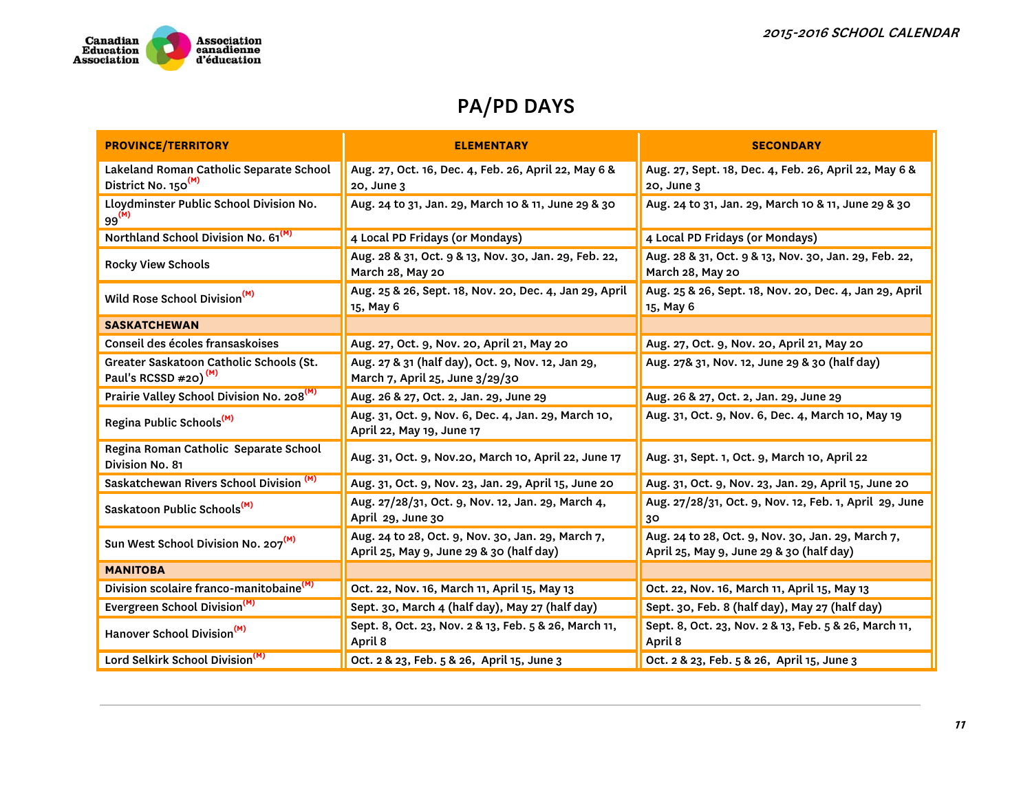## PA/PD DAYS

| PROVINCE/TERRITORY | ELEMENTARY | SECONDARY |
|---|---|---|
| Lakeland Roman Catholic Separate School District No. 150[(M)] | Aug. 27, Oct. 16, Dec. 4, Feb. 26, April 22, May 6 & 20, June 3 | Aug. 27, Sept. 18, Dec. 4, Feb. 26, April 22, May 6 & 20, June 3 |
| Lloydminster Public School Division No. 99[(M)] | Aug. 24 to 31, Jan. 29, March 10 & 11, June 29 & 30 | Aug. 24 to 31, Jan. 29, March 10 & 11, June 29 & 30 |
| Northland School Division No. 61[(M)] | 4 Local PD Fridays (or Mondays) | 4 Local PD Fridays (or Mondays) |
| Rocky View Schools | Aug. 28 & 31, Oct. 9 & 13, Nov. 30, Jan. 29, Feb. 22, March 28, May 20 | Aug. 28 & 31, Oct. 9 & 13, Nov. 30, Jan. 29, Feb. 22, March 28, May 20 |
| Wild Rose School Division[(M)] | Aug. 25 & 26, Sept. 18, Nov. 20, Dec. 4, Jan 29, April 15, May 6 | Aug. 25 & 26, Sept. 18, Nov. 20, Dec. 4, Jan 29, April 15, May 6 |
| **SASKATCHEWAN** | | |
| Conseil des écoles fransaskoises | Aug. 27, Oct. 9, Nov. 20, April 21, May 20 | Aug. 27, Oct. 9, Nov. 20, April 21, May 20 |
| Greater Saskatoon Catholic Schools (St. Paul's RCSSD #20)[(M)] | Aug. 27 & 31 (half day), Oct. 9, Nov. 12, Jan 29, March 7, April 25, June 3/29/30 | Aug. 27& 31, Nov. 12, June 29 & 30 (half day) |
| Prairie Valley School Division No. 208[(M)] | Aug. 26 & 27, Oct. 2, Jan. 29, June 29 | Aug. 26 & 27, Oct. 2, Jan. 29, June 29 |
| Regina Public Schools[(M)] | Aug. 31, Oct. 9, Nov. 6, Dec. 4, Jan. 29, March 10, April 22, May 19, June 17 | Aug. 31, Oct. 9, Nov. 6, Dec. 4, March 10, May 19 |
| Regina Roman Catholic Separate School Division No. 81 | Aug. 31, Oct. 9, Nov.20, March 10, April 22, June 17 | Aug. 31, Sept. 1, Oct. 9, March 10, April 22 |
| Saskatchewan Rivers School Division[(M)] | Aug. 31, Oct. 9, Nov. 23, Jan. 29, April 15, June 20 | Aug. 31, Oct. 9, Nov. 23, Jan. 29, April 15, June 20 |
| Saskatoon Public Schools[(M)] | Aug. 27/28/31, Oct. 9, Nov. 12, Jan. 29, March 4, April 29, June 30 | Aug. 27/28/31, Oct. 9, Nov. 12, Feb. 1, April 29, June 30 |
| Sun West School Division No. 207[(M)] | Aug. 24 to 28, Oct. 9, Nov. 30, Jan. 29, March 7, April 25, May 9, June 29 & 30 (half day) | Aug. 24 to 28, Oct. 9, Nov. 30, Jan. 29, March 7, April 25, May 9, June 29 & 30 (half day) |
| **MANITOBA** | | |
| Division scolaire franco-manitobaine[(M)] | Oct. 22, Nov. 16, March 11, April 15, May 13 | Oct. 22, Nov. 16, March 11, April 15, May 13 |
| Evergreen School Division[(M)] | Sept. 30, March 4 (half day), May 27 (half day) | Sept. 30, Feb. 8 (half day), May 27 (half day) |
| Hanover School Division[(M)] | Sept. 8, Oct. 23, Nov. 2 & 13, Feb. 5 & 26, March 11, April 8 | Sept. 8, Oct. 23, Nov. 2 & 13, Feb. 5 & 26, March 11, April 8 |
| Lord Selkirk School Division[(M)] | Oct. 2 & 23, Feb. 5 & 26, April 15, June 3 | Oct. 2 & 23, Feb. 5 & 26, April 15, June 3 |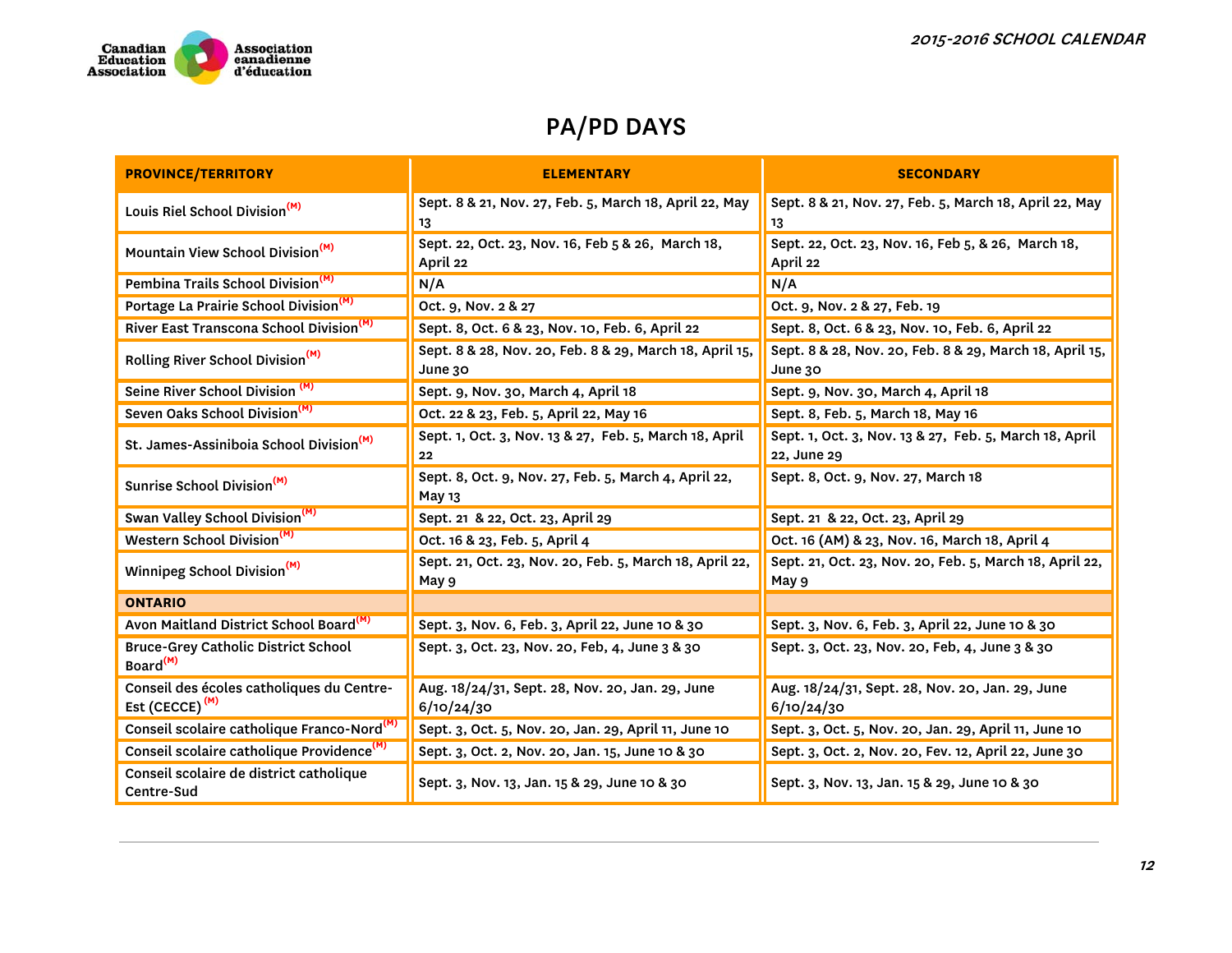# PA/PD DAYS

| PROVINCE/TERRITORY | ELEMENTARY | SECONDARY |
|---|---|---|
| Louis Riel School Division[(M)] | Sept. 8 & 21, Nov. 27, Feb. 5, March 18, April 22, May 13 | Sept. 8 & 21, Nov. 27, Feb. 5, March 18, April 22, May 13 |
| Mountain View School Division[(M)] | Sept. 22, Oct. 23, Nov. 16, Feb 5 & 26, March 18, April 22 | Sept. 22, Oct. 23, Nov. 16, Feb 5, & 26, March 18, April 22 |
| Pembina Trails School Division[(M)] | N/A | N/A |
| Portage La Prairie School Division[(M)] | Oct. 9, Nov. 2 & 27 | Oct. 9, Nov. 2 & 27, Feb. 19 |
| River East Transcona School Division[(M)] | Sept. 8, Oct. 6 & 23, Nov. 10, Feb. 6, April 22 | Sept. 8, Oct. 6 & 23, Nov. 10, Feb. 6, April 22 |
| Rolling River School Division[(M)] | Sept. 8 & 28, Nov. 20, Feb. 8 & 29, March 18, April 15, June 30 | Sept. 8 & 28, Nov. 20, Feb. 8 & 29, March 18, April 15, June 30 |
| Seine River School Division [(M)] | Sept. 9, Nov. 30, March 4, April 18 | Sept. 9, Nov. 30, March 4, April 18 |
| Seven Oaks School Division[(M)] | Oct. 22 & 23, Feb. 5, April 22, May 16 | Sept. 8, Feb. 5, March 18, May 16 |
| St. James-Assiniboia School Division[(M)] | Sept. 1, Oct. 3, Nov. 13 & 27, Feb. 5, March 18, April 22 | Sept. 1, Oct. 3, Nov. 13 & 27, Feb. 5, March 18, April 22, June 29 |
| Sunrise School Division[(M)] | Sept. 8, Oct. 9, Nov. 27, Feb. 5, March 4, April 22, May 13 | Sept. 8, Oct. 9, Nov. 27, March 18 |
| Swan Valley School Division[(M)] | Sept. 21 & 22, Oct. 23, April 29 | Sept. 21 & 22, Oct. 23, April 29 |
| Western School Division[(M)] | Oct. 16 & 23, Feb. 5, April 4 | Oct. 16 (AM) & 23, Nov. 16, March 18, April 4 |
| Winnipeg School Division[(M)] | Sept. 21, Oct. 23, Nov. 20, Feb. 5, March 18, April 22, May 9 | Sept. 21, Oct. 23, Nov. 20, Feb. 5, March 18, April 22, May 9 |
| **ONTARIO** | | |
| Avon Maitland District School Board[(M)] | Sept. 3, Nov. 6, Feb. 3, April 22, June 10 & 30 | Sept. 3, Nov. 6, Feb. 3, April 22, June 10 & 30 |
| Bruce-Grey Catholic District School Board[(M)] | Sept. 3, Oct. 23, Nov. 20, Feb, 4, June 3 & 30 | Sept. 3, Oct. 23, Nov. 20, Feb, 4, June 3 & 30 |
| Conseil des écoles catholiques du Centre-Est (CECCE) [(M)] | Aug. 18/24/31, Sept. 28, Nov. 20, Jan. 29, June 6/10/24/30 | Aug. 18/24/31, Sept. 28, Nov. 20, Jan. 29, June 6/10/24/30 |
| Conseil scolaire catholique Franco-Nord[(M)] | Sept. 3, Oct. 5, Nov. 20, Jan. 29, April 11, June 10 | Sept. 3, Oct. 5, Nov. 20, Jan. 29, April 11, June 10 |
| Conseil scolaire catholique Providence[(M)] | Sept. 3, Oct. 2, Nov. 20, Jan. 15, June 10 & 30 | Sept. 3, Oct. 2, Nov. 20, Fev. 12, April 22, June 30 |
| Conseil scolaire de district catholique Centre-Sud | Sept. 3, Nov. 13, Jan. 15 & 29, June 10 & 30 | Sept. 3, Nov. 13, Jan. 15 & 29, June 10 & 30 |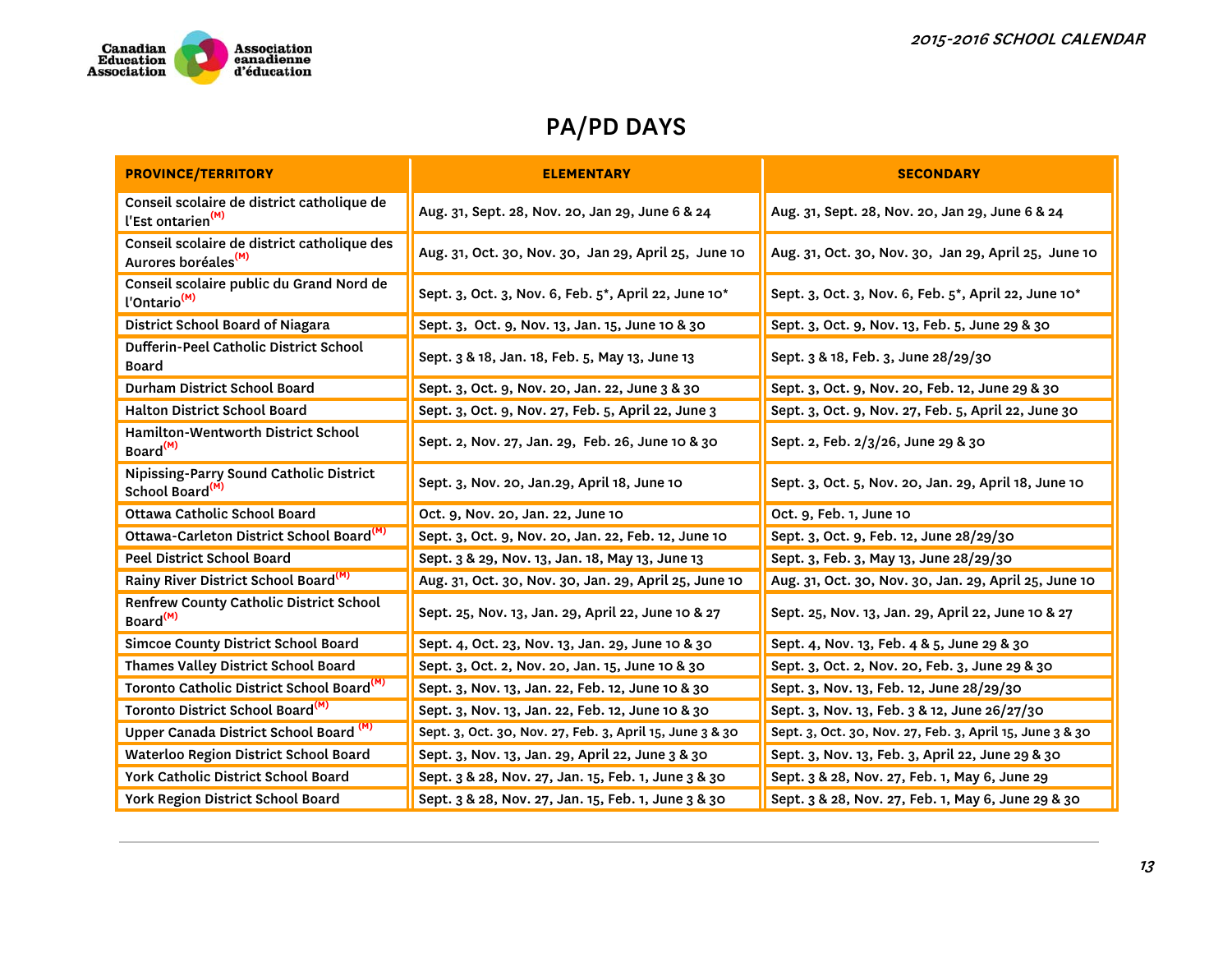# PA/PD DAYS

| PROVINCE/TERRITORY | ELEMENTARY | SECONDARY |
|---|---|---|
| Conseil scolaire de district catholique de l'Est ontarien(M) | Aug. 31, Sept. 28, Nov. 20, Jan 29, June 6 & 24 | Aug. 31, Sept. 28, Nov. 20, Jan 29, June 6 & 24 |
| Conseil scolaire de district catholique des Aurores boréales(M) | Aug. 31, Oct. 30, Nov. 30, Jan 29, April 25, June 10 | Aug. 31, Oct. 30, Nov. 30, Jan 29, April 25, June 10 |
| Conseil scolaire public du Grand Nord de l'Ontario(M) | Sept. 3, Oct. 3, Nov. 6, Feb. 5*, April 22, June 10* | Sept. 3, Oct. 3, Nov. 6, Feb. 5*, April 22, June 10* |
| District School Board of Niagara | Sept. 3, Oct. 9, Nov. 13, Jan. 15, June 10 & 30 | Sept. 3, Oct. 9, Nov. 13, Feb. 5, June 29 & 30 |
| Dufferin-Peel Catholic District School Board | Sept. 3 & 18, Jan. 18, Feb. 5, May 13, June 13 | Sept. 3 & 18, Feb. 3, June 28/29/30 |
| Durham District School Board | Sept. 3, Oct. 9, Nov. 20, Jan. 22, June 3 & 30 | Sept. 3, Oct. 9, Nov. 20, Feb. 12, June 29 & 30 |
| Halton District School Board | Sept. 3, Oct. 9, Nov. 27, Feb. 5, April 22, June 3 | Sept. 3, Oct. 9, Nov. 27, Feb. 5, April 22, June 30 |
| Hamilton-Wentworth District School Board(M) | Sept. 2, Nov. 27, Jan. 29, Feb. 26, June 10 & 30 | Sept. 2, Feb. 2/3/26, June 29 & 30 |
| Nipissing-Parry Sound Catholic District School Board(M) | Sept. 3, Nov. 20, Jan.29, April 18, June 10 | Sept. 3, Oct. 5, Nov. 20, Jan. 29, April 18, June 10 |
| Ottawa Catholic School Board | Oct. 9, Nov. 20, Jan. 22, June 10 | Oct. 9, Feb. 1, June 10 |
| Ottawa-Carleton District School Board(M) | Sept. 3, Oct. 9, Nov. 20, Jan. 22, Feb. 12, June 10 | Sept. 3, Oct. 9, Feb. 12, June 28/29/30 |
| Peel District School Board | Sept. 3 & 29, Nov. 13, Jan. 18, May 13, June 13 | Sept. 3, Feb. 3, May 13, June 28/29/30 |
| Rainy River District School Board(M) | Aug. 31, Oct. 30, Nov. 30, Jan. 29, April 25, June 10 | Aug. 31, Oct. 30, Nov. 30, Jan. 29, April 25, June 10 |
| Renfrew County Catholic District School Board(M) | Sept. 25, Nov. 13, Jan. 29, April 22, June 10 & 27 | Sept. 25, Nov. 13, Jan. 29, April 22, June 10 & 27 |
| Simcoe County District School Board | Sept. 4, Oct. 23, Nov. 13, Jan. 29, June 10 & 30 | Sept. 4, Nov. 13, Feb. 4 & 5, June 29 & 30 |
| Thames Valley District School Board | Sept. 3, Oct. 2, Nov. 20, Jan. 15, June 10 & 30 | Sept. 3, Oct. 2, Nov. 20, Feb. 3, June 29 & 30 |
| Toronto Catholic District School Board(M) | Sept. 3, Nov. 13, Jan. 22, Feb. 12, June 10 & 30 | Sept. 3, Nov. 13, Feb. 12, June 28/29/30 |
| Toronto District School Board(M) | Sept. 3, Nov. 13, Jan. 22, Feb. 12, June 10 & 30 | Sept. 3, Nov. 13, Feb. 3 & 12, June 26/27/30 |
| Upper Canada District School Board (M) | Sept. 3, Oct. 30, Nov. 27, Feb. 3, April 15, June 3 & 30 | Sept. 3, Oct. 30, Nov. 27, Feb. 3, April 15, June 3 & 30 |
| Waterloo Region District School Board | Sept. 3, Nov. 13, Jan. 29, April 22, June 3 & 30 | Sept. 3, Nov. 13, Feb. 3, April 22, June 29 & 30 |
| York Catholic District School Board | Sept. 3 & 28, Nov. 27, Jan. 15, Feb. 1, June 3 & 30 | Sept. 3 & 28, Nov. 27, Feb. 1, May 6, June 29 |
| York Region District School Board | Sept. 3 & 28, Nov. 27, Jan. 15, Feb. 1, June 3 & 30 | Sept. 3 & 28, Nov. 27, Feb. 1, May 6, June 29 & 30 |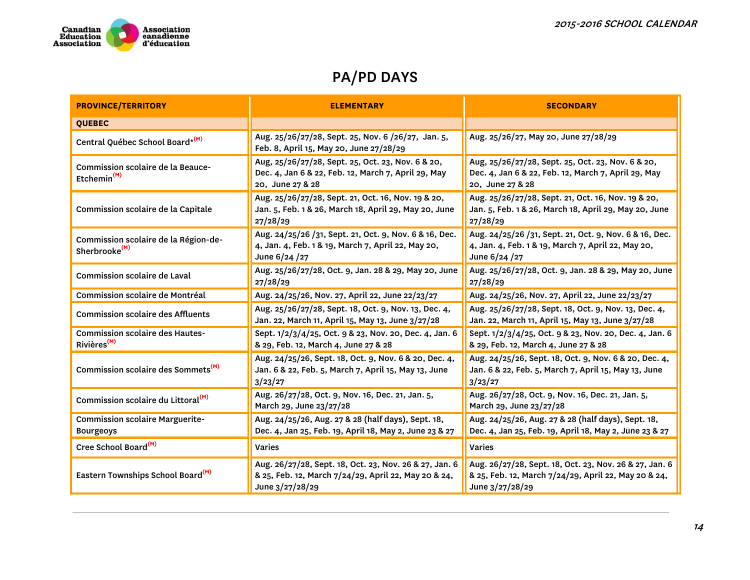## PA/PD DAYS

| PROVINCE/TERRITORY | ELEMENTARY | SECONDARY |
|---|---|---|
| **QUEBEC** | | |
| Central Québec School Board*[(M)] | Aug. 25/26/27/28, Sept. 25, Nov. 6 /26/27, Jan. 5, Feb. 8, April 15, May 20, June 27/28/29 | Aug. 25/26/27, May 20, June 27/28/29 |
| Commission scolaire de la Beauce-Etchemin[(M)] | Aug, 25/26/27/28, Sept. 25, Oct. 23, Nov. 6 & 20, Dec. 4, Jan 6 & 22, Feb. 12, March 7, April 29, May 20, June 27 & 28 | Aug, 25/26/27/28, Sept. 25, Oct. 23, Nov. 6 & 20, Dec. 4, Jan 6 & 22, Feb. 12, March 7, April 29, May 20, June 27 & 28 |
| Commission scolaire de la Capitale | Aug. 25/26/27/28, Sept. 21, Oct. 16, Nov. 19 & 20, Jan. 5, Feb. 1 & 26, March 18, April 29, May 20, June 27/28/29 | Aug. 25/26/27/28, Sept. 21, Oct. 16, Nov. 19 & 20, Jan. 5, Feb. 1 & 26, March 18, April 29, May 20, June 27/28/29 |
| Commission scolaire de la Région-de-Sherbrooke[(M)] | Aug. 24/25/26 /31, Sept. 21, Oct. 9, Nov. 6 & 16, Dec. 4, Jan. 4, Feb. 1 & 19, March 7, April 22, May 20, June 6/24 /27 | Aug. 24/25/26 /31, Sept. 21, Oct. 9, Nov. 6 & 16, Dec. 4, Jan. 4, Feb. 1 & 19, March 7, April 22, May 20, June 6/24 /27 |
| Commission scolaire de Laval | Aug. 25/26/27/28, Oct. 9, Jan. 28 & 29, May 20, June 27/28/29 | Aug. 25/26/27/28, Oct. 9, Jan. 28 & 29, May 20, June 27/28/29 |
| Commission scolaire de Montréal | Aug. 24/25/26, Nov. 27, April 22, June 22/23/27 | Aug. 24/25/26, Nov. 27, April 22, June 22/23/27 |
| Commission scolaire des Affluents | Aug. 25/26/27/28, Sept. 18, Oct. 9, Nov. 13, Dec. 4, Jan. 22, March 11, April 15, May 13, June 3/27/28 | Aug. 25/26/27/28, Sept. 18, Oct. 9, Nov. 13, Dec. 4, Jan. 22, March 11, April 15, May 13, June 3/27/28 |
| Commission scolaire des Hautes-Rivières[(M)] | Sept. 1/2/3/4/25, Oct. 9 & 23, Nov. 20, Dec. 4, Jan. 6 & 29, Feb. 12, March 4, June 27 & 28 | Sept. 1/2/3/4/25, Oct. 9 & 23, Nov. 20, Dec. 4, Jan. 6 & 29, Feb. 12, March 4, June 27 & 28 |
| Commission scolaire des Sommets[(M)] | Aug. 24/25/26, Sept. 18, Oct. 9, Nov. 6 & 20, Dec. 4, Jan. 6 & 22, Feb. 5, March 7, April 15, May 13, June 3/23/27 | Aug. 24/25/26, Sept. 18, Oct. 9, Nov. 6 & 20, Dec. 4, Jan. 6 & 22, Feb. 5, March 7, April 15, May 13, June 3/23/27 |
| Commission scolaire du Littoral[(M)] | Aug. 26/27/28, Oct. 9, Nov. 16, Dec. 21, Jan. 5, March 29, June 23/27/28 | Aug. 26/27/28, Oct. 9, Nov. 16, Dec. 21, Jan. 5, March 29, June 23/27/28 |
| Commission scolaire Marguerite-Bourgeoys | Aug. 24/25/26, Aug. 27 & 28 (half days), Sept. 18, Dec. 4, Jan 25, Feb. 19, April 18, May 2, June 23 & 27 | Aug. 24/25/26, Aug. 27 & 28 (half days), Sept. 18, Dec. 4, Jan 25, Feb. 19, April 18, May 2, June 23 & 27 |
| Cree School Board[(M)] | Varies | Varies |
| Eastern Townships School Board[(M)] | Aug. 26/27/28, Sept. 18, Oct. 23, Nov. 26 & 27, Jan. 6 & 25, Feb. 12, March 7/24/29, April 22, May 20 & 24, June 3/27/28/29 | Aug. 26/27/28, Sept. 18, Oct. 23, Nov. 26 & 27, Jan. 6 & 25, Feb. 12, March 7/24/29, April 22, May 20 & 24, June 3/27/28/29 |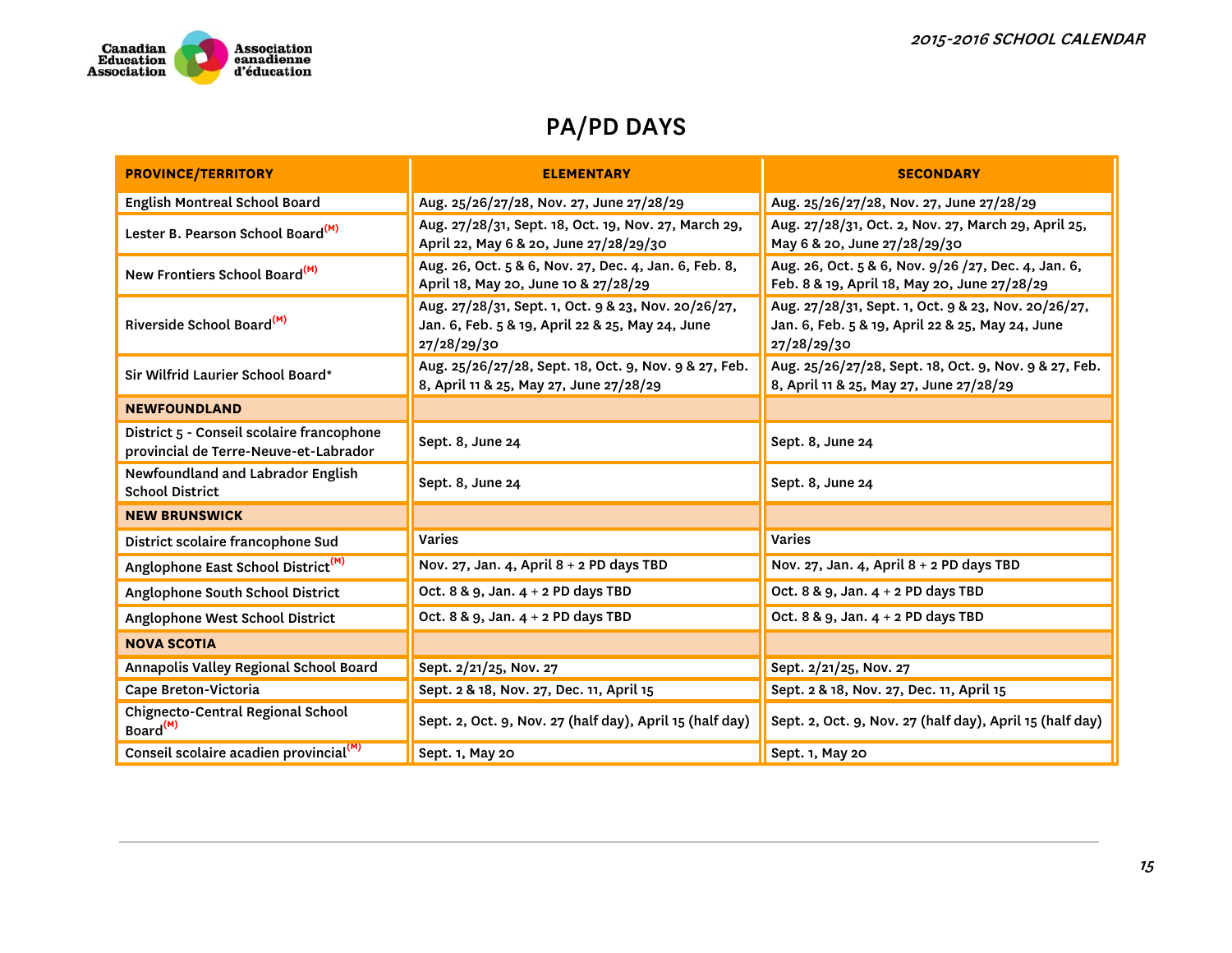# PA/PD DAYS

| PROVINCE/TERRITORY | ELEMENTARY | SECONDARY |
|---|---|---|
| English Montreal School Board | Aug. 25/26/27/28, Nov. 27, June 27/28/29 | Aug. 25/26/27/28, Nov. 27, June 27/28/29 |
| Lester B. Pearson School Board[(M)] | Aug. 27/28/31, Sept. 18, Oct. 19, Nov. 27, March 29, April 22, May 6 & 20, June 27/28/29/30 | Aug. 27/28/31, Oct. 2, Nov. 27, March 29, April 25, May 6 & 20, June 27/28/29/30 |
| New Frontiers School Board[(M)] | Aug. 26, Oct. 5 & 6, Nov. 27, Dec. 4, Jan. 6, Feb. 8, April 18, May 20, June 10 & 27/28/29 | Aug. 26, Oct. 5 & 6, Nov. 9/26 /27, Dec. 4, Jan. 6, Feb. 8 & 19, April 18, May 20, June 27/28/29 |
| Riverside School Board[(M)] | Aug. 27/28/31, Sept. 1, Oct. 9 & 23, Nov. 20/26/27, Jan. 6, Feb. 5 & 19, April 22 & 25, May 24, June 27/28/29/30 | Aug. 27/28/31, Sept. 1, Oct. 9 & 23, Nov. 20/26/27, Jan. 6, Feb. 5 & 19, April 22 & 25, May 24, June 27/28/29/30 |
| Sir Wilfrid Laurier School Board* | Aug. 25/26/27/28, Sept. 18, Oct. 9, Nov. 9 & 27, Feb. 8, April 11 & 25, May 27, June 27/28/29 | Aug. 25/26/27/28, Sept. 18, Oct. 9, Nov. 9 & 27, Feb. 8, April 11 & 25, May 27, June 27/28/29 |
| **NEWFOUNDLAND** | | |
| District 5 - Conseil scolaire francophone provincial de Terre-Neuve-et-Labrador | Sept. 8, June 24 | Sept. 8, June 24 |
| Newfoundland and Labrador English School District | Sept. 8, June 24 | Sept. 8, June 24 |
| **NEW BRUNSWICK** | | |
| District scolaire francophone Sud | Varies | Varies |
| Anglophone East School District[(M)] | Nov. 27, Jan. 4, April 8 + 2 PD days TBD | Nov. 27, Jan. 4, April 8 + 2 PD days TBD |
| Anglophone South School District | Oct. 8 & 9, Jan. 4 + 2 PD days TBD | Oct. 8 & 9, Jan. 4 + 2 PD days TBD |
| Anglophone West School District | Oct. 8 & 9, Jan. 4 + 2 PD days TBD | Oct. 8 & 9, Jan. 4 + 2 PD days TBD |
| **NOVA SCOTIA** | | |
| Annapolis Valley Regional School Board | Sept. 2/21/25, Nov. 27 | Sept. 2/21/25, Nov. 27 |
| Cape Breton-Victoria | Sept. 2 & 18, Nov. 27, Dec. 11, April 15 | Sept. 2 & 18, Nov. 27, Dec. 11, April 15 |
| Chignecto-Central Regional School Board[(M)] | Sept. 2, Oct. 9, Nov. 27 (half day), April 15 (half day) | Sept. 2, Oct. 9, Nov. 27 (half day), April 15 (half day) |
| Conseil scolaire acadien provincial[(M)] | Sept. 1, May 20 | Sept. 1, May 20 |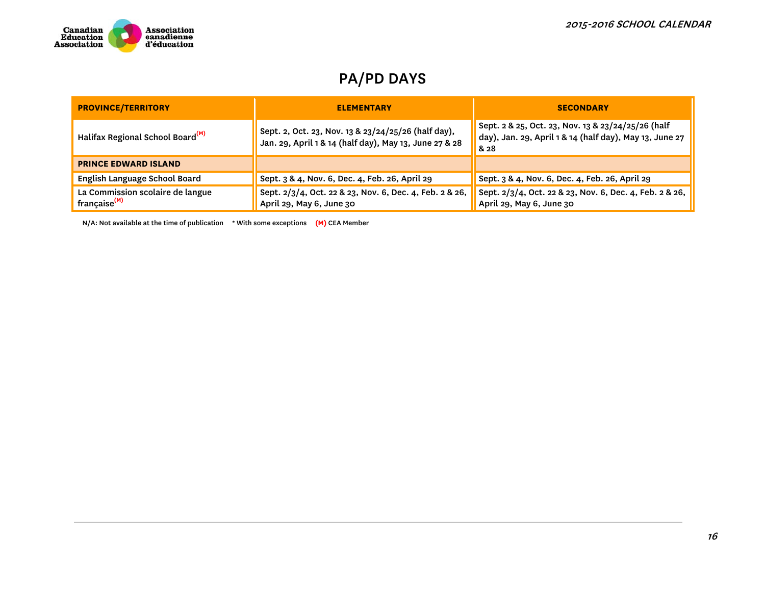# PA/PD DAYS

| PROVINCE/TERRITORY | ELEMENTARY | SECONDARY |
|---|---|---|
| Halifax Regional School Board(M) | Sept. 2, Oct. 23, Nov. 13 & 23/24/25/26 (half day), Jan. 29, April 1 & 14 (half day), May 13, June 27 & 28 | Sept. 2 & 25, Oct. 23, Nov. 13 & 23/24/25/26 (half day), Jan. 29, April 1 & 14 (half day), May 13, June 27 & 28 |
| **PRINCE EDWARD ISLAND** | | |
| English Language School Board | Sept. 3 & 4, Nov. 6, Dec. 4, Feb. 26, April 29 | Sept. 3 & 4, Nov. 6, Dec. 4, Feb. 26, April 29 |
| La Commission scolaire de langue française(M) | Sept. 2/3/4, Oct. 22 & 23, Nov. 6, Dec. 4, Feb. 2 & 26, April 29, May 6, June 30 | Sept. 2/3/4, Oct. 22 & 23, Nov. 6, Dec. 4, Feb. 2 & 26, April 29, May 6, June 30 |

N/A: Not available at the time of publication     * With some exceptions     (M) CEA Member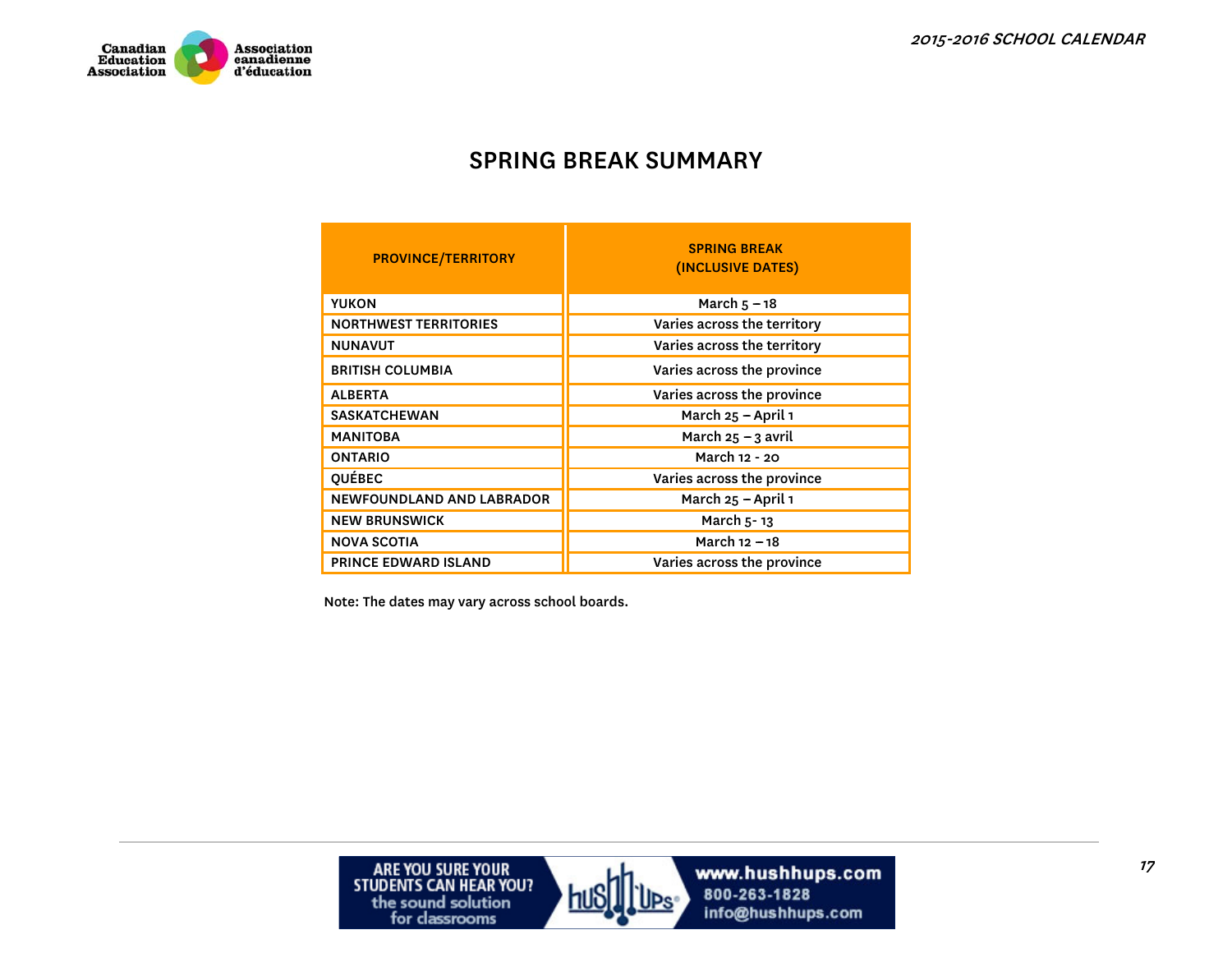# SPRING BREAK SUMMARY

| PROVINCE/TERRITORY | SPRING BREAK (INCLUSIVE DATES) |
|---|---|
| YUKON | March 5 – 18 |
| NORTHWEST TERRITORIES | Varies across the territory |
| NUNAVUT | Varies across the territory |
| BRITISH COLUMBIA | Varies across the province |
| ALBERTA | Varies across the province |
| SASKATCHEWAN | March 25 – April 1 |
| MANITOBA | March 25 – 3 avril |
| ONTARIO | March 12 - 20 |
| QUÉBEC | Varies across the province |
| NEWFOUNDLAND AND LABRADOR | March 25 – April 1 |
| NEW BRUNSWICK | March 5- 13 |
| NOVA SCOTIA | March 12 – 18 |
| PRINCE EDWARD ISLAND | Varies across the province |

Note: The dates may vary across school boards.

ARE YOU SURE YOUR STUDENTS CAN HEAR YOU? the sound solution for classrooms

www.hushhups.com
800-263-1828
info@hushhups.com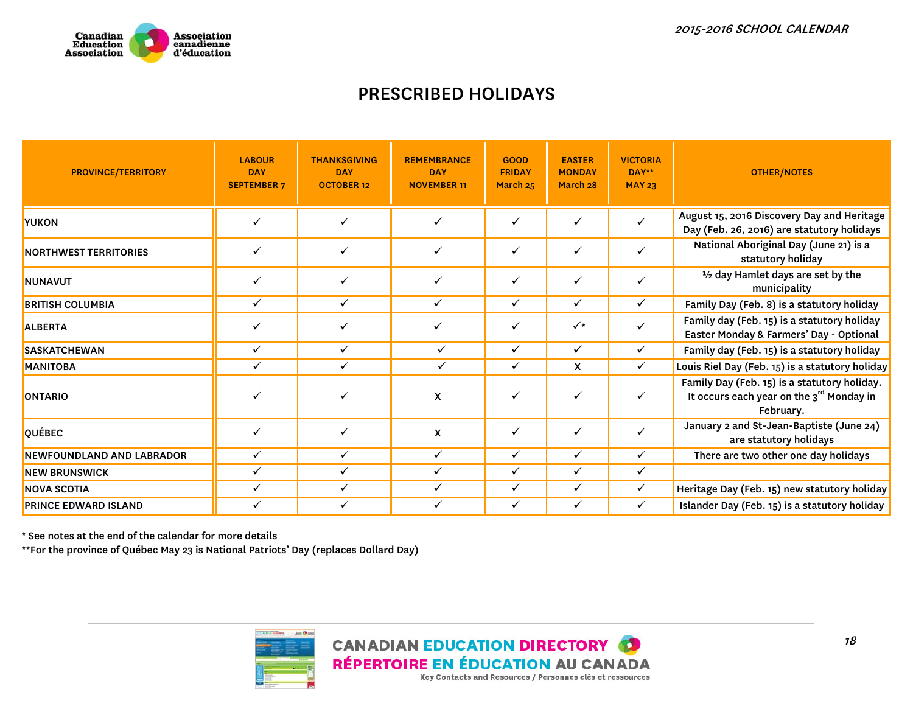## PRESCRIBED HOLIDAYS

| PROVINCE/TERRITORY | LABOUR DAY SEPTEMBER 7 | THANKSGIVING DAY OCTOBER 12 | REMEMBRANCE DAY NOVEMBER 11 | GOOD FRIDAY March 25 | EASTER MONDAY March 28 | VICTORIA DAY** MAY 23 | OTHER/NOTES |
|---|---|---|---|---|---|---|---|
| YUKON | ✓ | ✓ | ✓ | ✓ | ✓ | ✓ | August 15, 2016 Discovery Day and Heritage Day (Feb. 26, 2016) are statutory holidays |
| NORTHWEST TERRITORIES | ✓ | ✓ | ✓ | ✓ | ✓ | ✓ | National Aboriginal Day (June 21) is a statutory holiday |
| NUNAVUT | ✓ | ✓ | ✓ | ✓ | ✓ | ✓ | ½ day Hamlet days are set by the municipality |
| BRITISH COLUMBIA | ✓ | ✓ | ✓ | ✓ | ✓ | ✓ | Family Day (Feb. 8) is a statutory holiday |
| ALBERTA | ✓ | ✓ | ✓ | ✓ | ✓* | ✓ | Family day (Feb. 15) is a statutory holiday Easter Monday & Farmers' Day - Optional |
| SASKATCHEWAN | ✓ | ✓ | ✓ | ✓ | ✓ | ✓ | Family day (Feb. 15) is a statutory holiday |
| MANITOBA | ✓ | ✓ | ✓ | ✓ | X | ✓ | Louis Riel Day (Feb. 15) is a statutory holiday |
| ONTARIO | ✓ | ✓ | X | ✓ | ✓ | ✓ | Family Day (Feb. 15) is a statutory holiday. It occurs each year on the 3rd Monday in February. |
| QUÉBEC | ✓ | ✓ | X | ✓ | ✓ | ✓ | January 2 and St-Jean-Baptiste (June 24) are statutory holidays |
| NEWFOUNDLAND AND LABRADOR | ✓ | ✓ | ✓ | ✓ | ✓ | ✓ | There are two other one day holidays |
| NEW BRUNSWICK | ✓ | ✓ | ✓ | ✓ | ✓ | ✓ | |
| NOVA SCOTIA | ✓ | ✓ | ✓ | ✓ | ✓ | ✓ | Heritage Day (Feb. 15) new statutory holiday |
| PRINCE EDWARD ISLAND | ✓ | ✓ | ✓ | ✓ | ✓ | ✓ | Islander Day (Feb. 15) is a statutory holiday |

\* See notes at the end of the calendar for more details

**For the province of Québec May 23 is National Patriots' Day (replaces Dollard Day)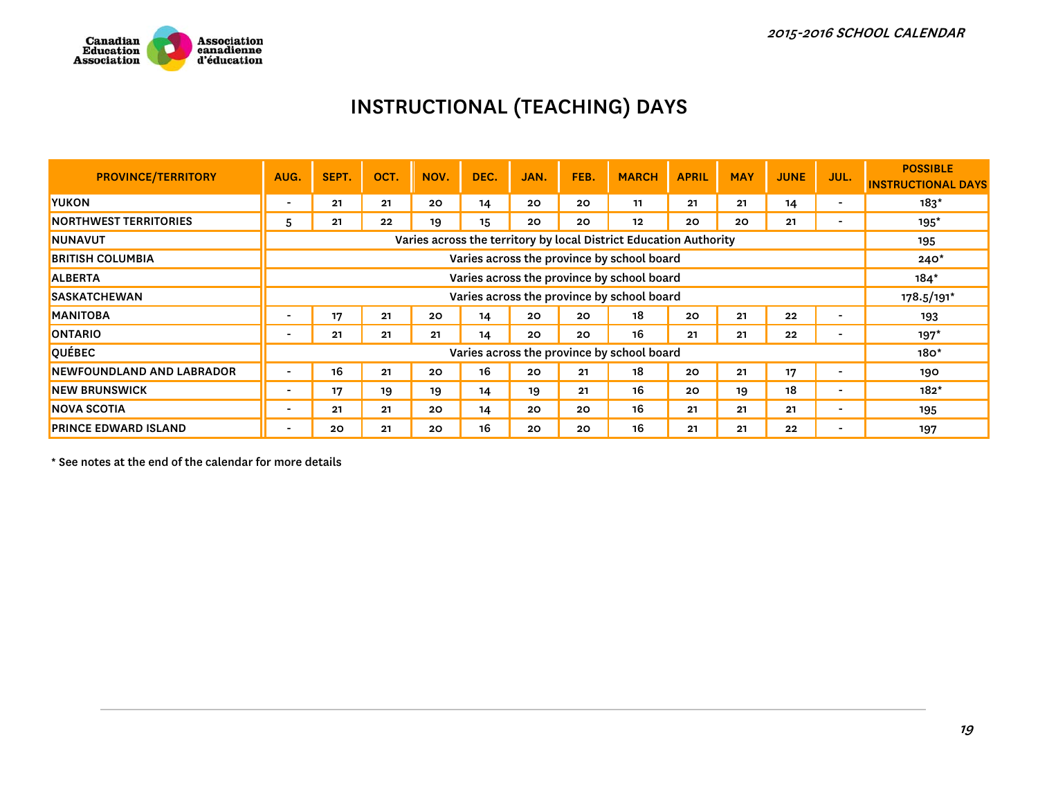# INSTRUCTIONAL (TEACHING) DAYS

| PROVINCE/TERRITORY | AUG. | SEPT. | OCT. | NOV. | DEC. | JAN. | FEB. | MARCH | APRIL | MAY | JUNE | JUL. | POSSIBLE INSTRUCTIONAL DAYS |
|---|---|---|---|---|---|---|---|---|---|---|---|---|---|
| YUKON | - | 21 | 21 | 20 | 14 | 20 | 20 | 11 | 21 | 21 | 14 | - | 183* |
| NORTHWEST TERRITORIES | 5 | 21 | 22 | 19 | 15 | 20 | 20 | 12 | 20 | 20 | 21 | - | 195* |
| NUNAVUT | Varies across the territory by local District Education Authority | | | | | | | | | | | | 195 |
| BRITISH COLUMBIA | Varies across the province by school board | | | | | | | | | | | | 240* |
| ALBERTA | Varies across the province by school board | | | | | | | | | | | | 184* |
| SASKATCHEWAN | Varies across the province by school board | | | | | | | | | | | | 178.5/191* |
| MANITOBA | - | 17 | 21 | 20 | 14 | 20 | 20 | 18 | 20 | 21 | 22 | - | 193 |
| ONTARIO | - | 21 | 21 | 21 | 14 | 20 | 20 | 16 | 21 | 21 | 22 | - | 197* |
| QUÉBEC | Varies across the province by school board | | | | | | | | | | | | 180* |
| NEWFOUNDLAND AND LABRADOR | - | 16 | 21 | 20 | 16 | 20 | 21 | 18 | 20 | 21 | 17 | - | 190 |
| NEW BRUNSWICK | - | 17 | 19 | 19 | 14 | 19 | 21 | 16 | 20 | 19 | 18 | - | 182* |
| NOVA SCOTIA | - | 21 | 21 | 20 | 14 | 20 | 20 | 16 | 21 | 21 | 21 | - | 195 |
| PRINCE EDWARD ISLAND | - | 20 | 21 | 20 | 16 | 20 | 20 | 16 | 21 | 21 | 22 | - | 197 |

* See notes at the end of the calendar for more details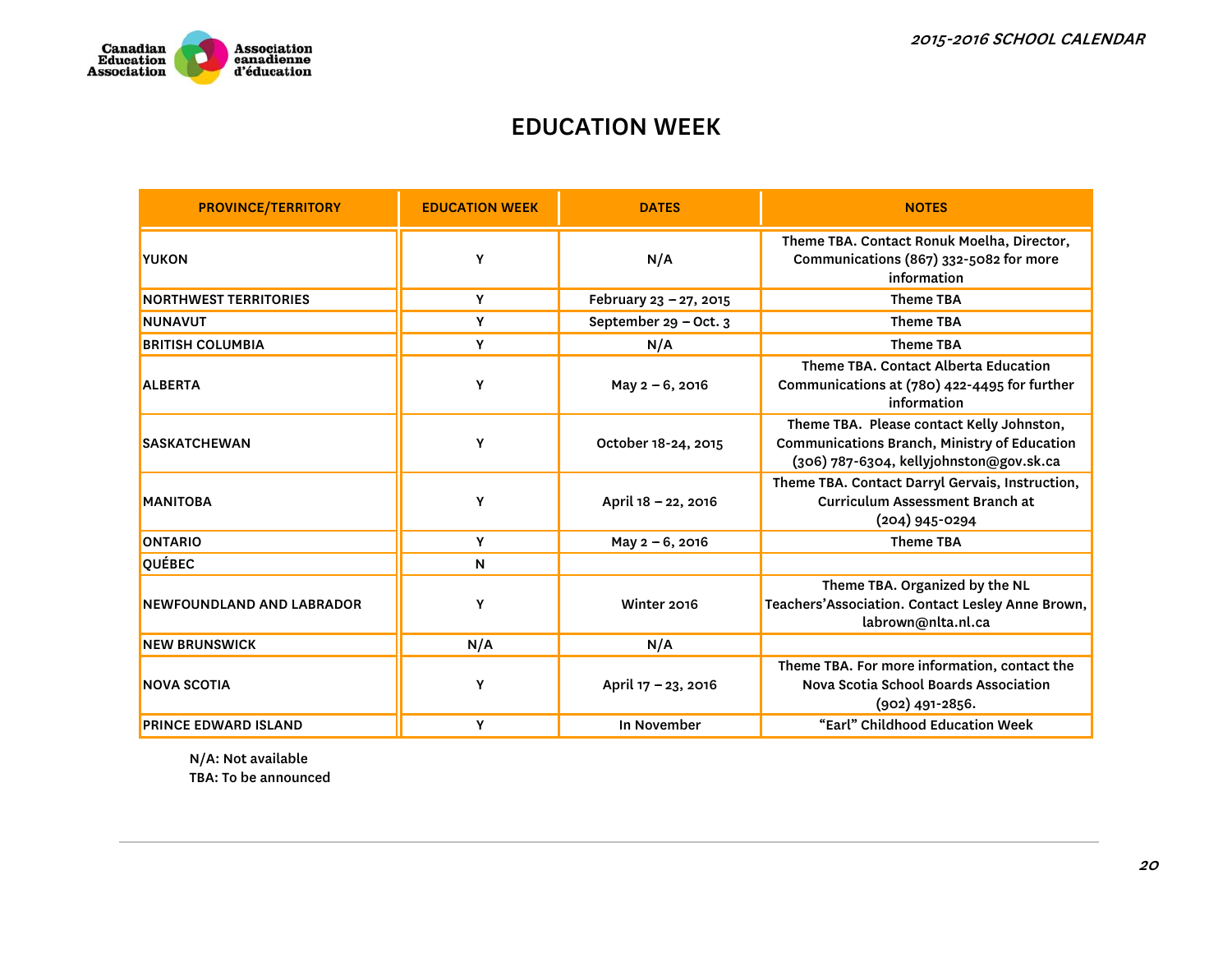# EDUCATION WEEK

| PROVINCE/TERRITORY | EDUCATION WEEK | DATES | NOTES |
|---|---|---|---|
| YUKON | Y | N/A | Theme TBA. Contact Ronuk Moelha, Director, Communications (867) 332-5082 for more information |
| NORTHWEST TERRITORIES | Y | February 23 – 27, 2015 | Theme TBA |
| NUNAVUT | Y | September 29 – Oct. 3 | Theme TBA |
| BRITISH COLUMBIA | Y | N/A | Theme TBA |
| ALBERTA | Y | May 2 – 6, 2016 | Theme TBA. Contact Alberta Education Communications at (780) 422-4495 for further information |
| SASKATCHEWAN | Y | October 18-24, 2015 | Theme TBA. Please contact Kelly Johnston, Communications Branch, Ministry of Education (306) 787-6304, kellyjohnston@gov.sk.ca |
| MANITOBA | Y | April 18 – 22, 2016 | Theme TBA. Contact Darryl Gervais, Instruction, Curriculum Assessment Branch at (204) 945-0294 |
| ONTARIO | Y | May 2 – 6, 2016 | Theme TBA |
| QUÉBEC | N | | |
| NEWFOUNDLAND AND LABRADOR | Y | Winter 2016 | Theme TBA. Organized by the NL Teachers'Association. Contact Lesley Anne Brown, labrown@nlta.nl.ca |
| NEW BRUNSWICK | N/A | N/A | |
| NOVA SCOTIA | Y | April 17 – 23, 2016 | Theme TBA. For more information, contact the Nova Scotia School Boards Association (902) 491-2856. |
| PRINCE EDWARD ISLAND | Y | In November | "Earl" Childhood Education Week |

N/A: Not available
TBA: To be announced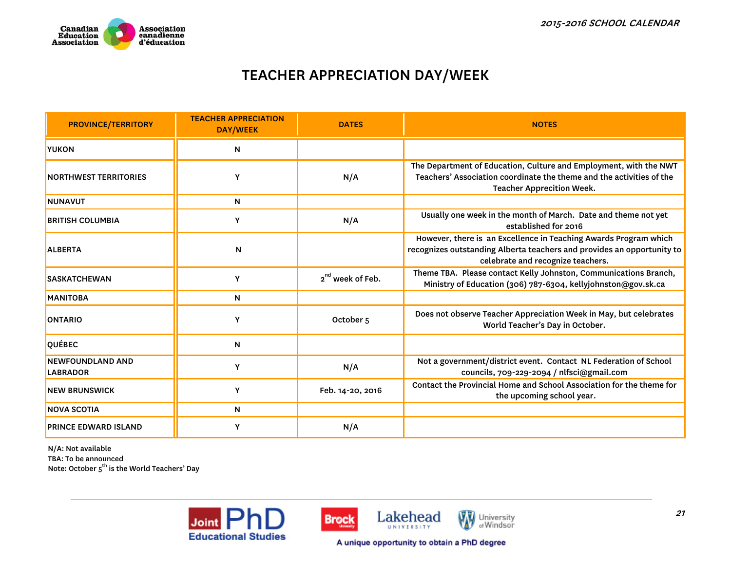# TEACHER APPRECIATION DAY/WEEK

| PROVINCE/TERRITORY | TEACHER APPRECIATION DAY/WEEK | DATES | NOTES |
|---|---|---|---|
| YUKON | N | | |
| NORTHWEST TERRITORIES | Y | N/A | The Department of Education, Culture and Employment, with the NWT Teachers' Association coordinate the theme and the activities of the Teacher Apprecition Week. |
| NUNAVUT | N | | |
| BRITISH COLUMBIA | Y | N/A | Usually one week in the month of March. Date and theme not yet established for 2016 |
| ALBERTA | N | | However, there is an Excellence in Teaching Awards Program which recognizes outstanding Alberta teachers and provides an opportunity to celebrate and recognize teachers. |
| SASKATCHEWAN | Y | 2nd week of Feb. | Theme TBA. Please contact Kelly Johnston, Communications Branch, Ministry of Education (306) 787-6304, kellyjohnston@gov.sk.ca |
| MANITOBA | N | | |
| ONTARIO | Y | October 5 | Does not observe Teacher Appreciation Week in May, but celebrates World Teacher's Day in October. |
| QUÉBEC | N | | |
| NEWFOUNDLAND AND LABRADOR | Y | N/A | Not a government/district event. Contact NL Federation of School councils, 709-229-2094 / nlfsci@gmail.com |
| NEW BRUNSWICK | Y | Feb. 14-20, 2016 | Contact the Provincial Home and School Association for the theme for the upcoming school year. |
| NOVA SCOTIA | N | | |
| PRINCE EDWARD ISLAND | Y | N/A | |

N/A: Not available
TBA: To be announced
Note: October 5th is the World Teachers' Day

Joint PhD Educational Studies — Brock University, Lakehead University, University of Windsor

A unique opportunity to obtain a PhD degree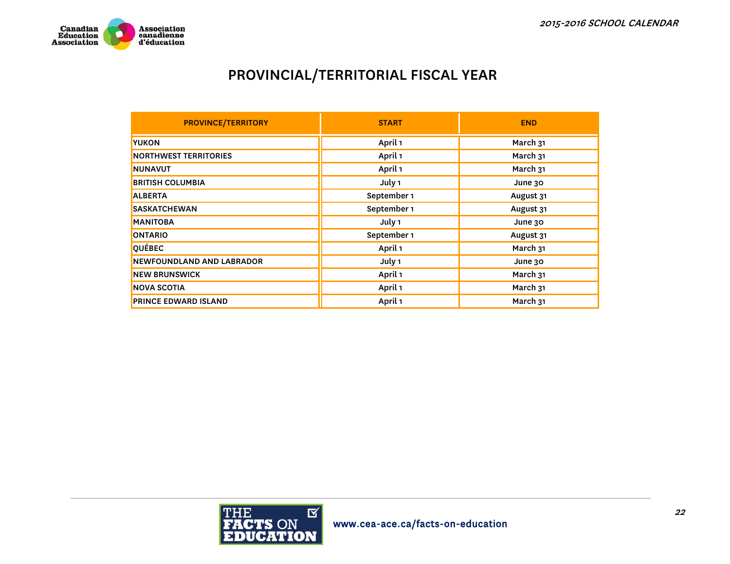# PROVINCIAL/TERRITORIAL FISCAL YEAR

| PROVINCE/TERRITORY | START | END |
|---|---|---|
| YUKON | April 1 | March 31 |
| NORTHWEST TERRITORIES | April 1 | March 31 |
| NUNAVUT | April 1 | March 31 |
| BRITISH COLUMBIA | July 1 | June 30 |
| ALBERTA | September 1 | August 31 |
| SASKATCHEWAN | September 1 | August 31 |
| MANITOBA | July 1 | June 30 |
| ONTARIO | September 1 | August 31 |
| QUÉBEC | April 1 | March 31 |
| NEWFOUNDLAND AND LABRADOR | July 1 | June 30 |
| NEW BRUNSWICK | April 1 | March 31 |
| NOVA SCOTIA | April 1 | March 31 |
| PRINCE EDWARD ISLAND | April 1 | March 31 |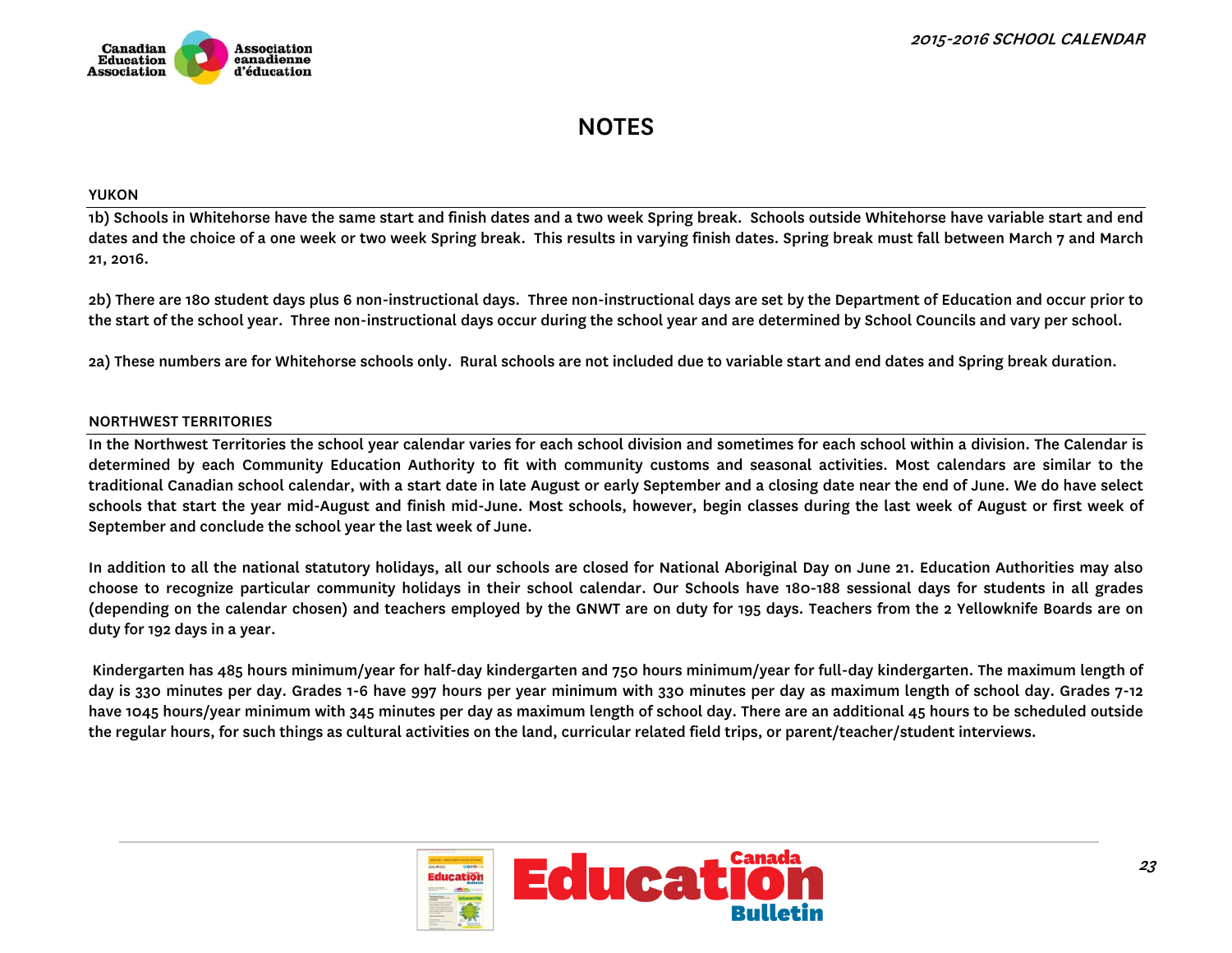# NOTES

## YUKON

1b) Schools in Whitehorse have the same start and finish dates and a two week Spring break. Schools outside Whitehorse have variable start and end dates and the choice of a one week or two week Spring break. This results in varying finish dates. Spring break must fall between March 7 and March 21, 2016.

2b) There are 180 student days plus 6 non-instructional days. Three non-instructional days are set by the Department of Education and occur prior to the start of the school year. Three non-instructional days occur during the school year and are determined by School Councils and vary per school.

2a) These numbers are for Whitehorse schools only. Rural schools are not included due to variable start and end dates and Spring break duration.

## NORTHWEST TERRITORIES

In the Northwest Territories the school year calendar varies for each school division and sometimes for each school within a division. The Calendar is determined by each Community Education Authority to fit with community customs and seasonal activities. Most calendars are similar to the traditional Canadian school calendar, with a start date in late August or early September and a closing date near the end of June. We do have select schools that start the year mid-August and finish mid-June. Most schools, however, begin classes during the last week of August or first week of September and conclude the school year the last week of June.

In addition to all the national statutory holidays, all our schools are closed for National Aboriginal Day on June 21. Education Authorities may also choose to recognize particular community holidays in their school calendar. Our Schools have 180-188 sessional days for students in all grades (depending on the calendar chosen) and teachers employed by the GNWT are on duty for 195 days. Teachers from the 2 Yellowknife Boards are on duty for 192 days in a year.

Kindergarten has 485 hours minimum/year for half-day kindergarten and 750 hours minimum/year for full-day kindergarten. The maximum length of day is 330 minutes per day. Grades 1-6 have 997 hours per year minimum with 330 minutes per day as maximum length of school day. Grades 7-12 have 1045 hours/year minimum with 345 minutes per day as maximum length of school day. There are an additional 45 hours to be scheduled outside the regular hours, for such things as cultural activities on the land, curricular related field trips, or parent/teacher/student interviews.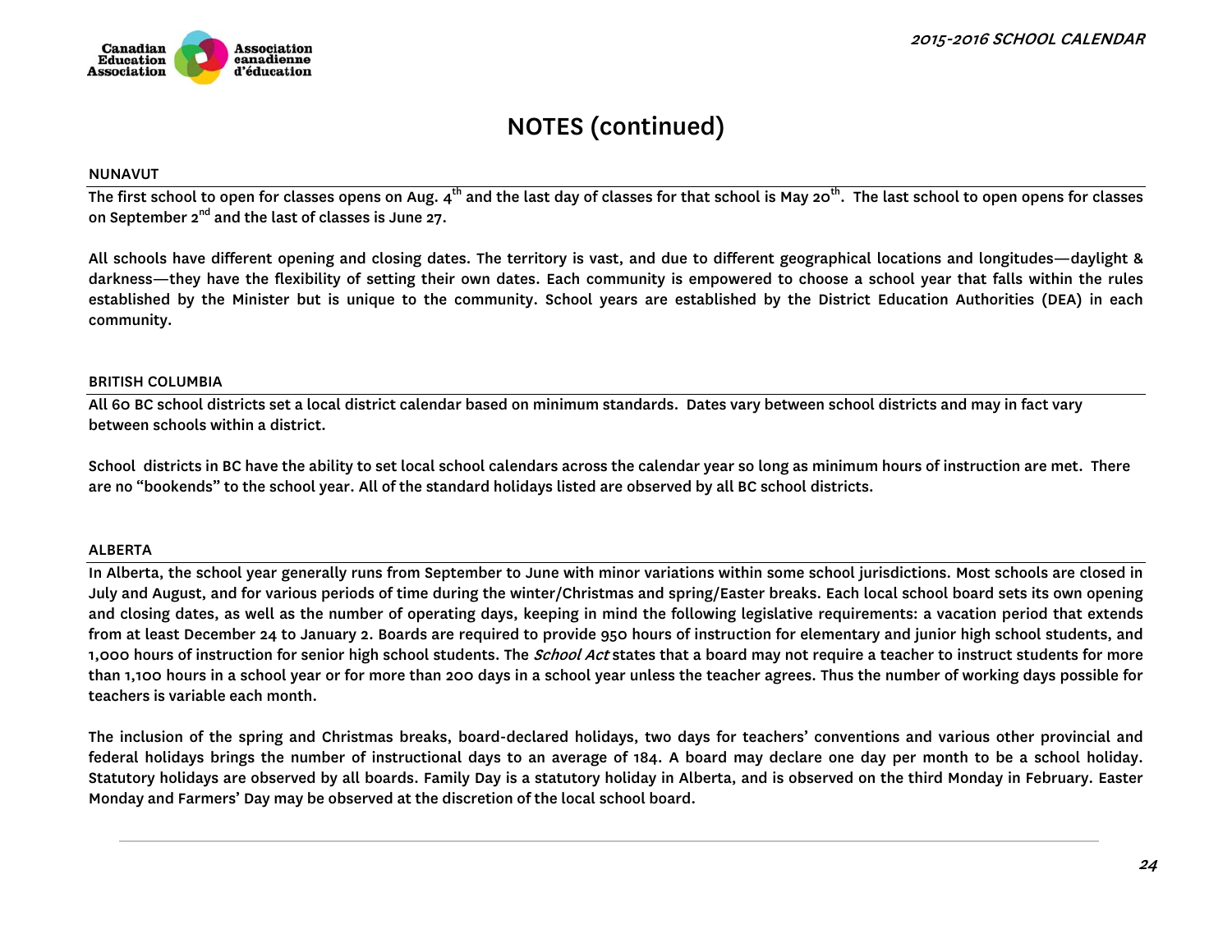# NOTES (continued)

## NUNAVUT

**The first school to open for classes opens on Aug. 4th and the last day of classes for that school is May 20th. The last school to open opens for classes on September 2nd and the last of classes is June 27.**

**All schools have different opening and closing dates. The territory is vast, and due to different geographical locations and longitudes—daylight & darkness—they have the flexibility of setting their own dates. Each community is empowered to choose a school year that falls within the rules established by the Minister but is unique to the community. School years are established by the District Education Authorities (DEA) in each community.**

## BRITISH COLUMBIA

**All 60 BC school districts set a local district calendar based on minimum standards. Dates vary between school districts and may in fact vary between schools within a district.**

**School districts in BC have the ability to set local school calendars across the calendar year so long as minimum hours of instruction are met. There are no "bookends" to the school year. All of the standard holidays listed are observed by all BC school districts.**

## ALBERTA

**In Alberta, the school year generally runs from September to June with minor variations within some school jurisdictions. Most schools are closed in July and August, and for various periods of time during the winter/Christmas and spring/Easter breaks. Each local school board sets its own opening and closing dates, as well as the number of operating days, keeping in mind the following legislative requirements: a vacation period that extends from at least December 24 to January 2. Boards are required to provide 950 hours of instruction for elementary and junior high school students, and 1,000 hours of instruction for senior high school students. The *School Act* states that a board may not require a teacher to instruct students for more than 1,100 hours in a school year or for more than 200 days in a school year unless the teacher agrees. Thus the number of working days possible for teachers is variable each month.**

**The inclusion of the spring and Christmas breaks, board-declared holidays, two days for teachers' conventions and various other provincial and federal holidays brings the number of instructional days to an average of 184. A board may declare one day per month to be a school holiday. Statutory holidays are observed by all boards. Family Day is a statutory holiday in Alberta, and is observed on the third Monday in February. Easter Monday and Farmers' Day may be observed at the discretion of the local school board.**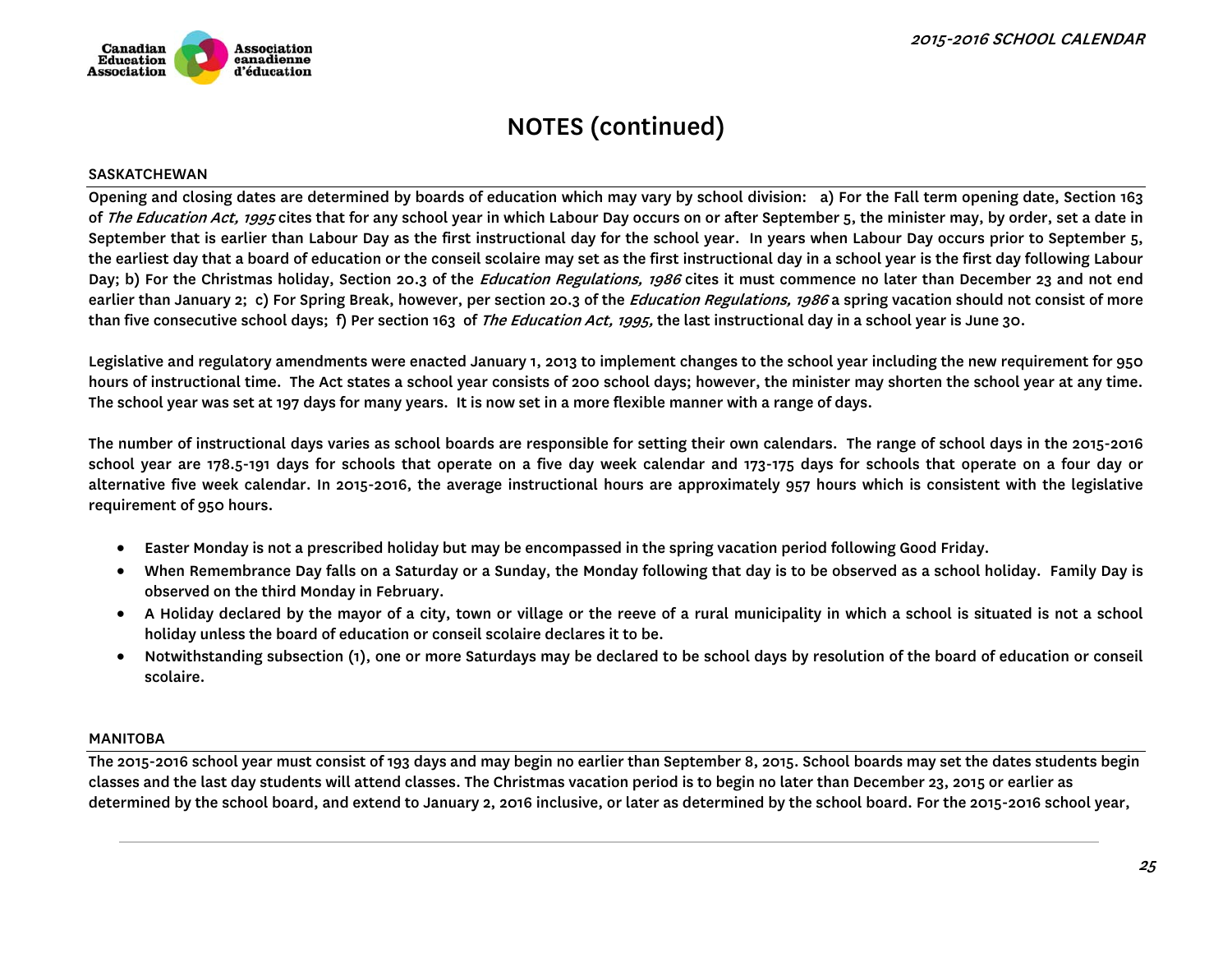## NOTES (continued)

### SASKATCHEWAN

Opening and closing dates are determined by boards of education which may vary by school division: a) For the Fall term opening date, Section 163 of *The Education Act, 1995* cites that for any school year in which Labour Day occurs on or after September 5, the minister may, by order, set a date in September that is earlier than Labour Day as the first instructional day for the school year. In years when Labour Day occurs prior to September 5, the earliest day that a board of education or the conseil scolaire may set as the first instructional day in a school year is the first day following Labour Day; b) For the Christmas holiday, Section 20.3 of the *Education Regulations, 1986* cites it must commence no later than December 23 and not end earlier than January 2; c) For Spring Break, however, per section 20.3 of the *Education Regulations, 1986* a spring vacation should not consist of more than five consecutive school days; f) Per section 163 of *The Education Act, 1995,* the last instructional day in a school year is June 30.

Legislative and regulatory amendments were enacted January 1, 2013 to implement changes to the school year including the new requirement for 950 hours of instructional time. The Act states a school year consists of 200 school days; however, the minister may shorten the school year at any time. The school year was set at 197 days for many years. It is now set in a more flexible manner with a range of days.

The number of instructional days varies as school boards are responsible for setting their own calendars. The range of school days in the 2015-2016 school year are 178.5-191 days for schools that operate on a five day week calendar and 173-175 days for schools that operate on a four day or alternative five week calendar. In 2015-2016, the average instructional hours are approximately 957 hours which is consistent with the legislative requirement of 950 hours.

- Easter Monday is not a prescribed holiday but may be encompassed in the spring vacation period following Good Friday.
- When Remembrance Day falls on a Saturday or a Sunday, the Monday following that day is to be observed as a school holiday. Family Day is observed on the third Monday in February.
- A Holiday declared by the mayor of a city, town or village or the reeve of a rural municipality in which a school is situated is not a school holiday unless the board of education or conseil scolaire declares it to be.
- Notwithstanding subsection (1), one or more Saturdays may be declared to be school days by resolution of the board of education or conseil scolaire.

### MANITOBA

The 2015-2016 school year must consist of 193 days and may begin no earlier than September 8, 2015. School boards may set the dates students begin classes and the last day students will attend classes. The Christmas vacation period is to begin no later than December 23, 2015 or earlier as determined by the school board, and extend to January 2, 2016 inclusive, or later as determined by the school board. For the 2015-2016 school year,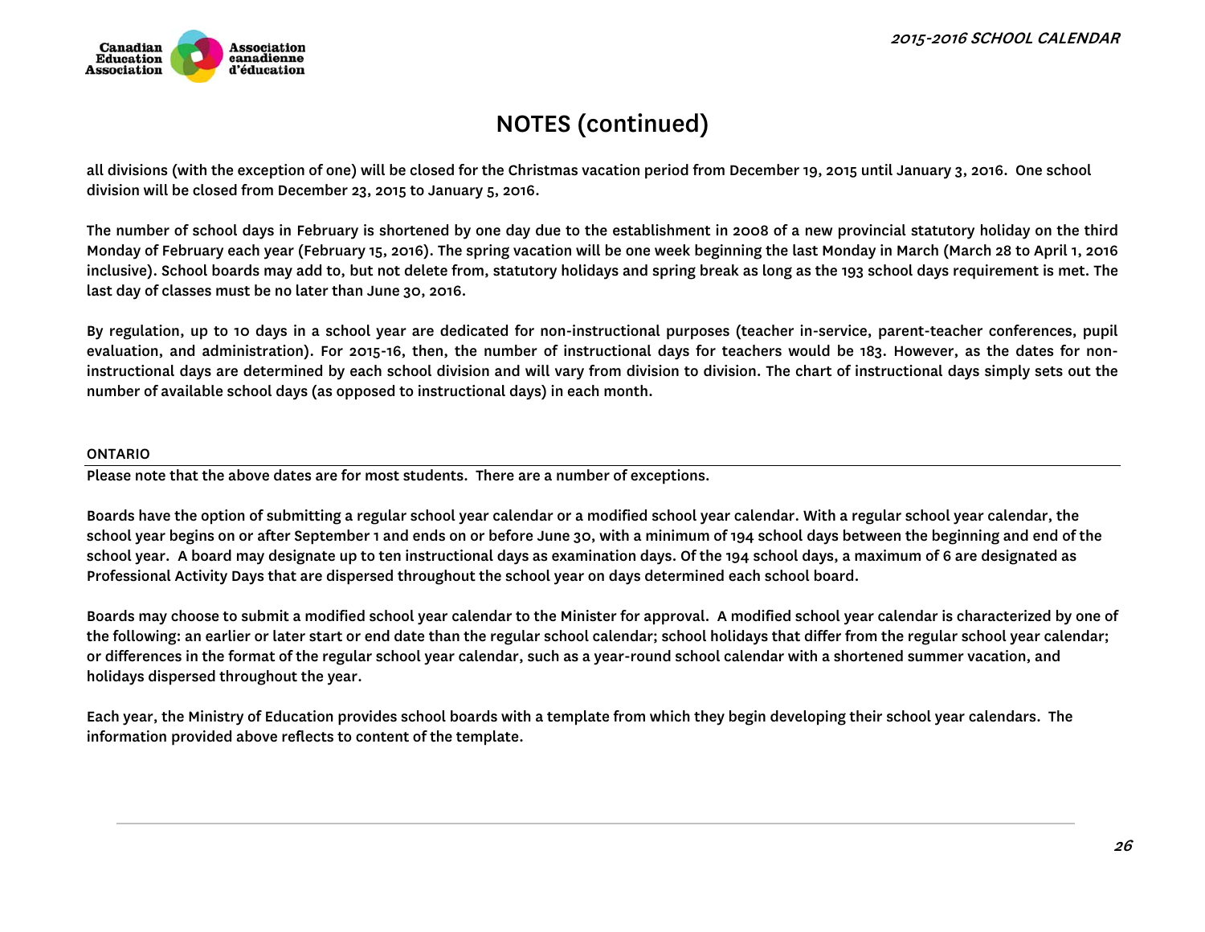# NOTES (continued)

all divisions (with the exception of one) will be closed for the Christmas vacation period from December 19, 2015 until January 3, 2016. One school division will be closed from December 23, 2015 to January 5, 2016.

The number of school days in February is shortened by one day due to the establishment in 2008 of a new provincial statutory holiday on the third Monday of February each year (February 15, 2016). The spring vacation will be one week beginning the last Monday in March (March 28 to April 1, 2016 inclusive). School boards may add to, but not delete from, statutory holidays and spring break as long as the 193 school days requirement is met. The last day of classes must be no later than June 30, 2016.

By regulation, up to 10 days in a school year are dedicated for non-instructional purposes (teacher in-service, parent-teacher conferences, pupil evaluation, and administration). For 2015-16, then, the number of instructional days for teachers would be 183. However, as the dates for non-instructional days are determined by each school division and will vary from division to division. The chart of instructional days simply sets out the number of available school days (as opposed to instructional days) in each month.

## ONTARIO

Please note that the above dates are for most students. There are a number of exceptions.

Boards have the option of submitting a regular school year calendar or a modified school year calendar. With a regular school year calendar, the school year begins on or after September 1 and ends on or before June 30, with a minimum of 194 school days between the beginning and end of the school year. A board may designate up to ten instructional days as examination days. Of the 194 school days, a maximum of 6 are designated as Professional Activity Days that are dispersed throughout the school year on days determined each school board.

Boards may choose to submit a modified school year calendar to the Minister for approval. A modified school year calendar is characterized by one of the following: an earlier or later start or end date than the regular school calendar; school holidays that differ from the regular school year calendar; or differences in the format of the regular school year calendar, such as a year-round school calendar with a shortened summer vacation, and holidays dispersed throughout the year.

Each year, the Ministry of Education provides school boards with a template from which they begin developing their school year calendars. The information provided above reflects to content of the template.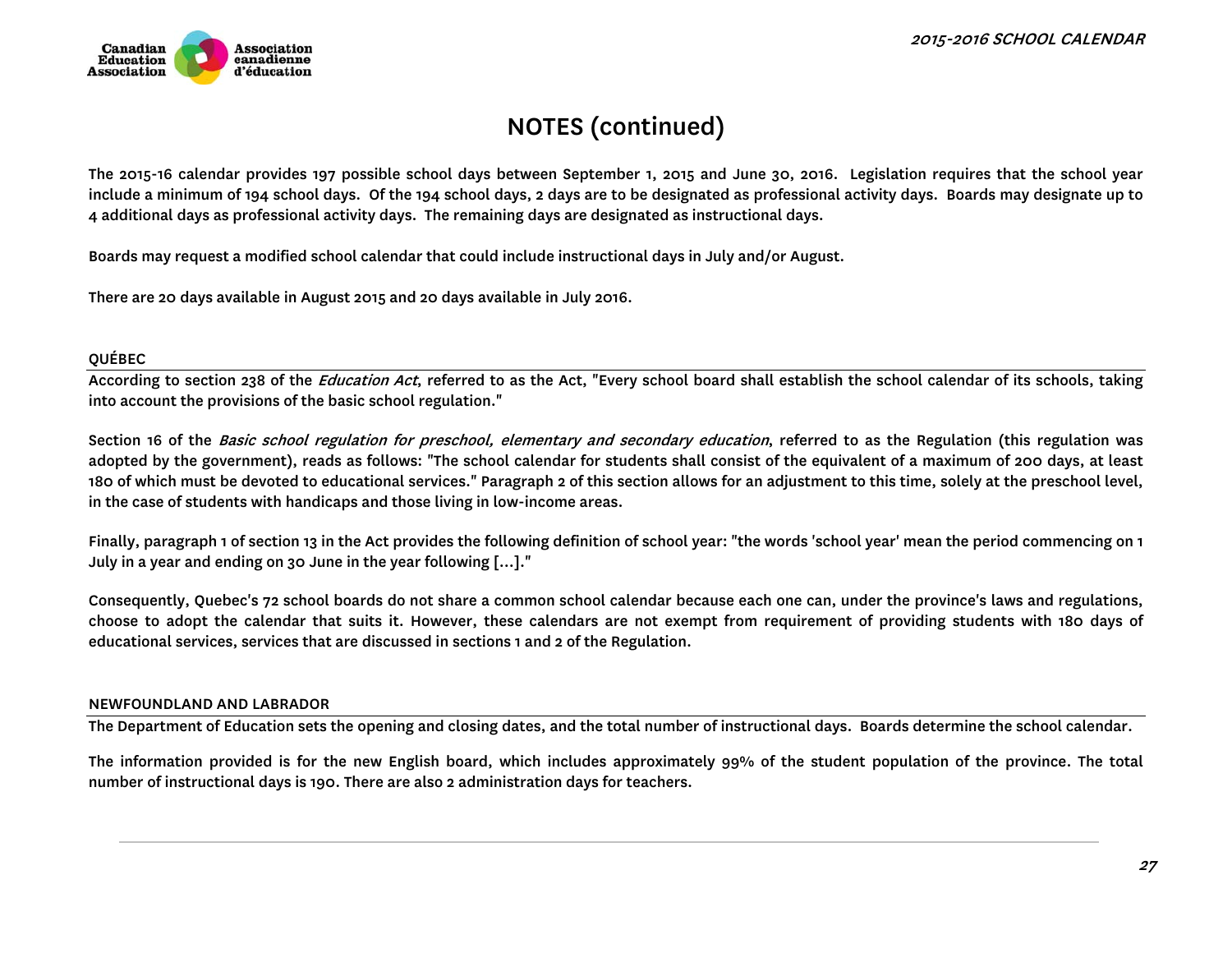# NOTES (continued)

**The 2015-16 calendar provides 197 possible school days between September 1, 2015 and June 30, 2016. Legislation requires that the school year include a minimum of 194 school days. Of the 194 school days, 2 days are to be designated as professional activity days. Boards may designate up to 4 additional days as professional activity days. The remaining days are designated as instructional days.**

**Boards may request a modified school calendar that could include instructional days in July and/or August.**

**There are 20 days available in August 2015 and 20 days available in July 2016.**

## QUÉBEC

**According to section 238 of the *Education Act*, referred to as the Act, "Every school board shall establish the school calendar of its schools, taking into account the provisions of the basic school regulation."**

**Section 16 of the *Basic school regulation for preschool, elementary and secondary education*, referred to as the Regulation (this regulation was adopted by the government), reads as follows: "The school calendar for students shall consist of the equivalent of a maximum of 200 days, at least 180 of which must be devoted to educational services." Paragraph 2 of this section allows for an adjustment to this time, solely at the preschool level, in the case of students with handicaps and those living in low-income areas.**

**Finally, paragraph 1 of section 13 in the Act provides the following definition of school year: "the words 'school year' mean the period commencing on 1 July in a year and ending on 30 June in the year following [...]."**

**Consequently, Quebec's 72 school boards do not share a common school calendar because each one can, under the province's laws and regulations, choose to adopt the calendar that suits it. However, these calendars are not exempt from requirement of providing students with 180 days of educational services, services that are discussed in sections 1 and 2 of the Regulation.**

## NEWFOUNDLAND AND LABRADOR

**The Department of Education sets the opening and closing dates, and the total number of instructional days. Boards determine the school calendar.**

**The information provided is for the new English board, which includes approximately 99% of the student population of the province. The total number of instructional days is 190. There are also 2 administration days for teachers.**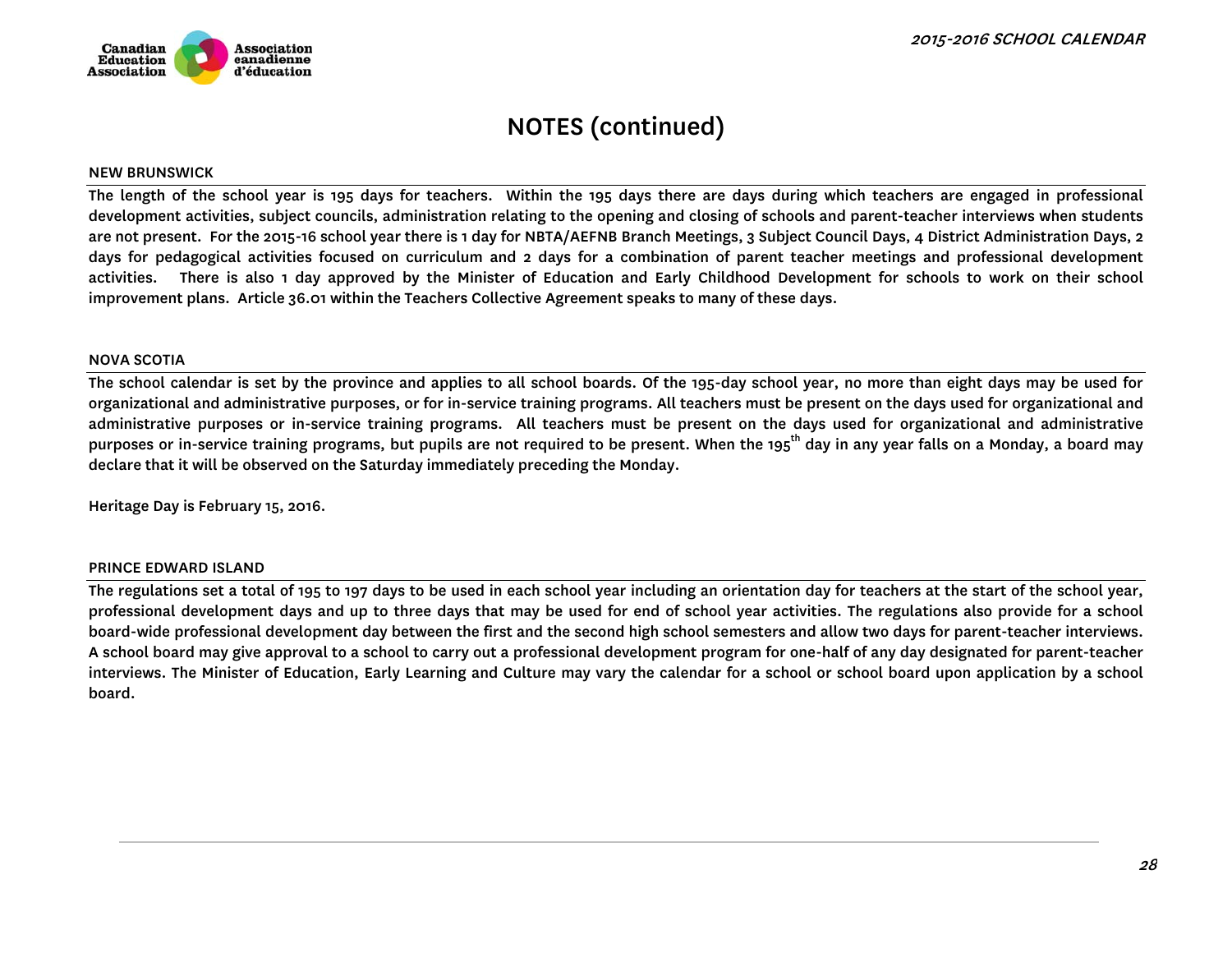# NOTES (continued)

## NEW BRUNSWICK

**The length of the school year is 195 days for teachers. Within the 195 days there are days during which teachers are engaged in professional development activities, subject councils, administration relating to the opening and closing of schools and parent-teacher interviews when students are not present. For the 2015-16 school year there is 1 day for NBTA/AEFNB Branch Meetings, 3 Subject Council Days, 4 District Administration Days, 2 days for pedagogical activities focused on curriculum and 2 days for a combination of parent teacher meetings and professional development activities. There is also 1 day approved by the Minister of Education and Early Childhood Development for schools to work on their school improvement plans. Article 36.01 within the Teachers Collective Agreement speaks to many of these days.**

## NOVA SCOTIA

**The school calendar is set by the province and applies to all school boards. Of the 195-day school year, no more than eight days may be used for organizational and administrative purposes, or for in-service training programs. All teachers must be present on the days used for organizational and administrative purposes or in-service training programs. All teachers must be present on the days used for organizational and administrative purposes or in-service training programs, but pupils are not required to be present. When the 195th day in any year falls on a Monday, a board may declare that it will be observed on the Saturday immediately preceding the Monday.**

**Heritage Day is February 15, 2016.**

## PRINCE EDWARD ISLAND

**The regulations set a total of 195 to 197 days to be used in each school year including an orientation day for teachers at the start of the school year, professional development days and up to three days that may be used for end of school year activities. The regulations also provide for a school board-wide professional development day between the first and the second high school semesters and allow two days for parent-teacher interviews. A school board may give approval to a school to carry out a professional development program for one-half of any day designated for parent-teacher interviews. The Minister of Education, Early Learning and Culture may vary the calendar for a school or school board upon application by a school board.**